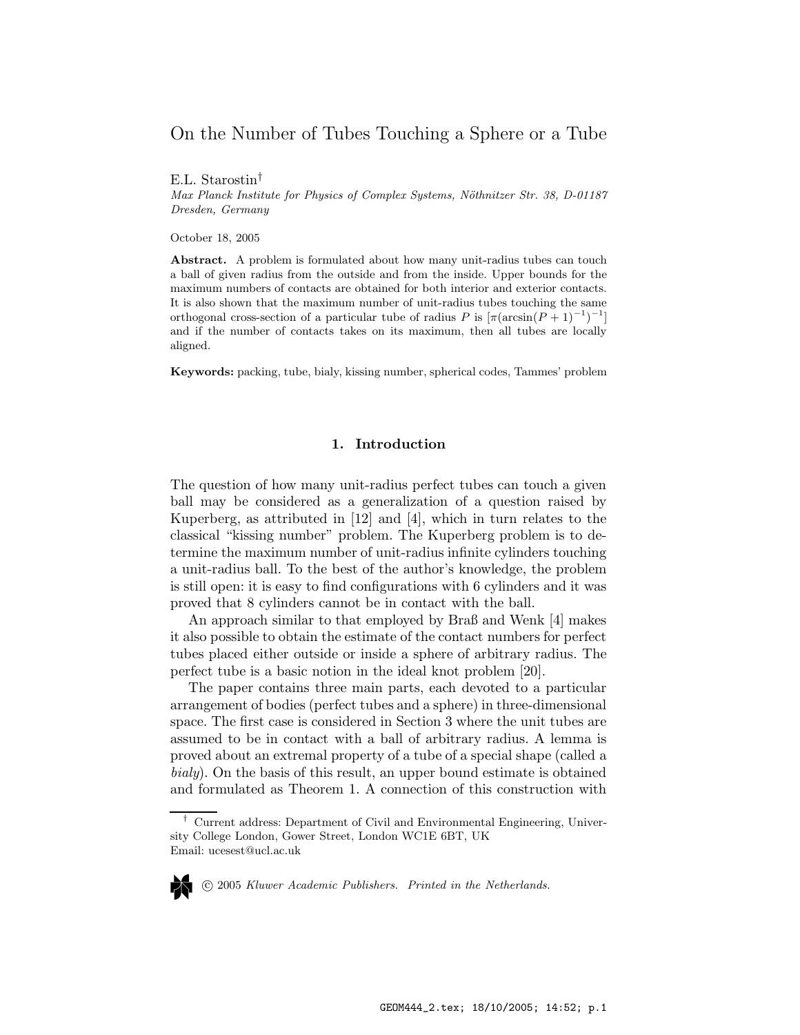# On the Number of Tubes Touching a Sphere or a Tube

E.L. Starostin[†]

*Max Planck Institute for Physics of Complex Systems, Nöthnitzer Str. 38, D-01187 Dresden, Germany*

October 18, 2005

**Abstract.** A problem is formulated about how many unit-radius tubes can touch a ball of given radius from the outside and from the inside. Upper bounds for the maximum numbers of contacts are obtained for both interior and exterior contacts. It is also shown that the maximum number of unit-radius tubes touching the same orthogonal cross-section of a particular tube of radius $P$ is $[\pi(\arcsin(P+1)^{-1})^{-1}]$ and if the number of contacts takes on its maximum, then all tubes are locally aligned.

**Keywords:** packing, tube, bialy, kissing number, spherical codes, Tammes' problem

## 1. Introduction

The question of how many unit-radius perfect tubes can touch a given ball may be considered as a generalization of a question raised by Kuperberg, as attributed in [12] and [4], which in turn relates to the classical "kissing number" problem. The Kuperberg problem is to determine the maximum number of unit-radius infinite cylinders touching a unit-radius ball. To the best of the author's knowledge, the problem is still open: it is easy to find configurations with 6 cylinders and it was proved that 8 cylinders cannot be in contact with the ball.

An approach similar to that employed by Braß and Wenk [4] makes it also possible to obtain the estimate of the contact numbers for perfect tubes placed either outside or inside a sphere of arbitrary radius. The perfect tube is a basic notion in the ideal knot problem [20].

The paper contains three main parts, each devoted to a particular arrangement of bodies (perfect tubes and a sphere) in three-dimensional space. The first case is considered in Section 3 where the unit tubes are assumed to be in contact with a ball of arbitrary radius. A lemma is proved about an extremal property of a tube of a special shape (called a *bialy*). On the basis of this result, an upper bound estimate is obtained and formulated as Theorem 1. A connection of this construction with

[†] Current address: Department of Civil and Environmental Engineering, University College London, Gower Street, London WC1E 6BT, UK
Email: ucesest@ucl.ac.uk

© 2005 *Kluwer Academic Publishers. Printed in the Netherlands.*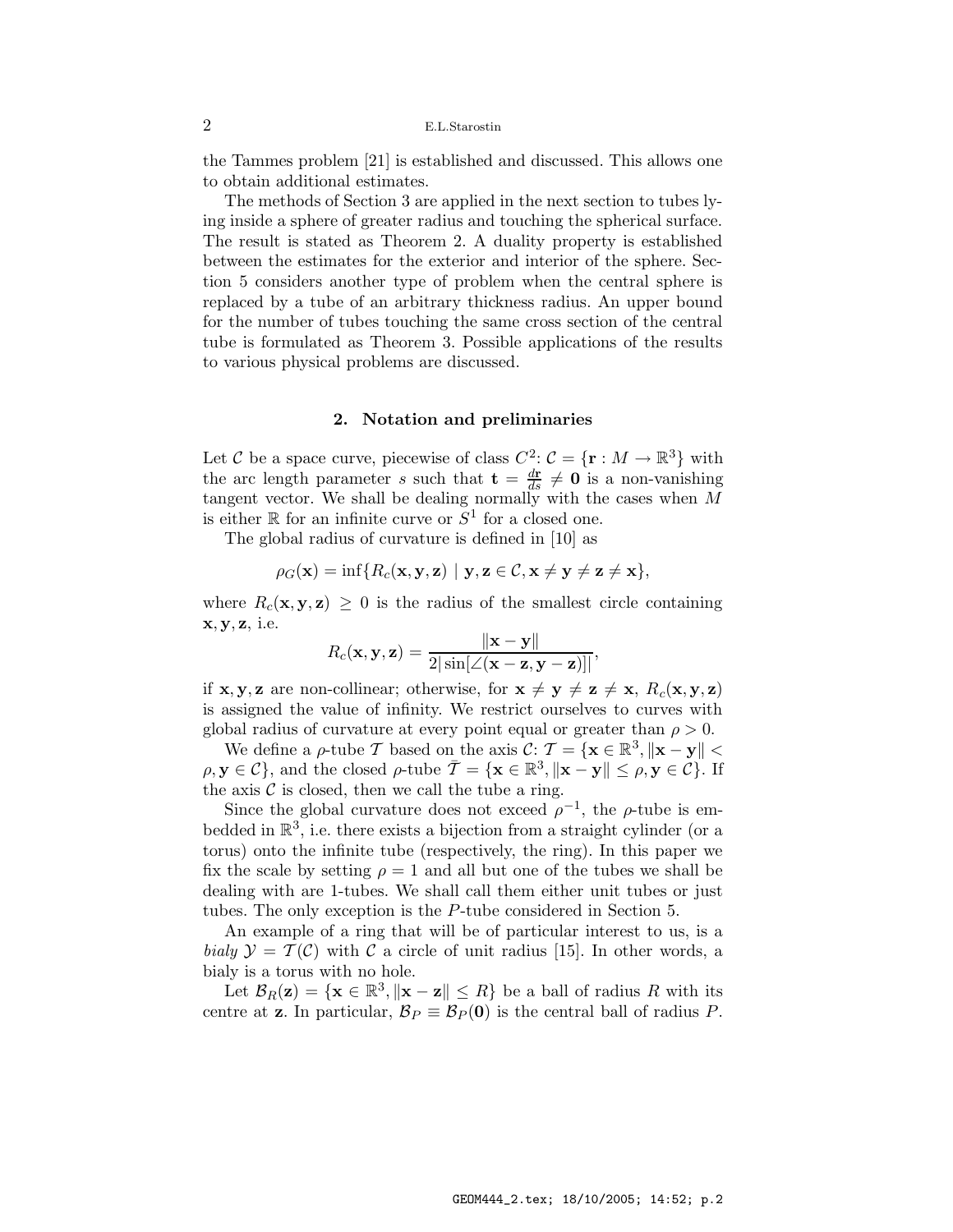the Tammes problem [21] is established and discussed. This allows one to obtain additional estimates.

The methods of Section 3 are applied in the next section to tubes lying inside a sphere of greater radius and touching the spherical surface. The result is stated as Theorem 2. A duality property is established between the estimates for the exterior and interior of the sphere. Section 5 considers another type of problem when the central sphere is replaced by a tube of an arbitrary thickness radius. An upper bound for the number of tubes touching the same cross section of the central tube is formulated as Theorem 3. Possible applications of the results to various physical problems are discussed.

## 2. Notation and preliminaries

Let $\mathcal{C}$ be a space curve, piecewise of class $C^2$: $\mathcal{C} = \{\mathbf{r} : M \to \mathbb{R}^3\}$ with the arc length parameter $s$ such that $\mathbf{t} = \frac{d\mathbf{r}}{ds} \neq \mathbf{0}$ is a non-vanishing tangent vector. We shall be dealing normally with the cases when $M$ is either $\mathbb{R}$ for an infinite curve or $S^1$ for a closed one.

The global radius of curvature is defined in [10] as

$$\rho_G(\mathbf{x}) = \inf\{R_c(\mathbf{x}, \mathbf{y}, \mathbf{z}) \mid \mathbf{y}, \mathbf{z} \in \mathcal{C}, \mathbf{x} \neq \mathbf{y} \neq \mathbf{z} \neq \mathbf{x}\},$$

where $R_c(\mathbf{x}, \mathbf{y}, \mathbf{z}) \geq 0$ is the radius of the smallest circle containing $\mathbf{x}, \mathbf{y}, \mathbf{z}$, i.e.

$$R_c(\mathbf{x}, \mathbf{y}, \mathbf{z}) = \frac{\|\mathbf{x} - \mathbf{y}\|}{2|\sin[\angle(\mathbf{x} - \mathbf{z}, \mathbf{y} - \mathbf{z})]|},$$

if $\mathbf{x}, \mathbf{y}, \mathbf{z}$ are non-collinear; otherwise, for $\mathbf{x} \neq \mathbf{y} \neq \mathbf{z} \neq \mathbf{x}$, $R_c(\mathbf{x}, \mathbf{y}, \mathbf{z})$ is assigned the value of infinity. We restrict ourselves to curves with global radius of curvature at every point equal or greater than $\rho > 0$.

We define a $\rho$-tube $\mathcal{T}$ based on the axis $\mathcal{C}$: $\mathcal{T} = \{\mathbf{x} \in \mathbb{R}^3, \|\mathbf{x} - \mathbf{y}\| < \rho, \mathbf{y} \in \mathcal{C}\}$, and the closed $\rho$-tube $\bar{\mathcal{T}} = \{\mathbf{x} \in \mathbb{R}^3, \|\mathbf{x} - \mathbf{y}\| \leq \rho, \mathbf{y} \in \mathcal{C}\}$. If the axis $\mathcal{C}$ is closed, then we call the tube a ring.

Since the global curvature does not exceed $\rho^{-1}$, the $\rho$-tube is embedded in $\mathbb{R}^3$, i.e. there exists a bijection from a straight cylinder (or a torus) onto the infinite tube (respectively, the ring). In this paper we fix the scale by setting $\rho = 1$ and all but one of the tubes we shall be dealing with are 1-tubes. We shall call them either unit tubes or just tubes. The only exception is the $P$-tube considered in Section 5.

An example of a ring that will be of particular interest to us, is a *bialy* $\mathcal{Y} = \mathcal{T}(\mathcal{C})$ with $\mathcal{C}$ a circle of unit radius [15]. In other words, a bialy is a torus with no hole.

Let $\mathcal{B}_R(\mathbf{z}) = \{\mathbf{x} \in \mathbb{R}^3, \|\mathbf{x} - \mathbf{z}\| \leq R\}$ be a ball of radius $R$ with its centre at $\mathbf{z}$. In particular, $\mathcal{B}_P \equiv \mathcal{B}_P(\mathbf{0})$ is the central ball of radius $P$.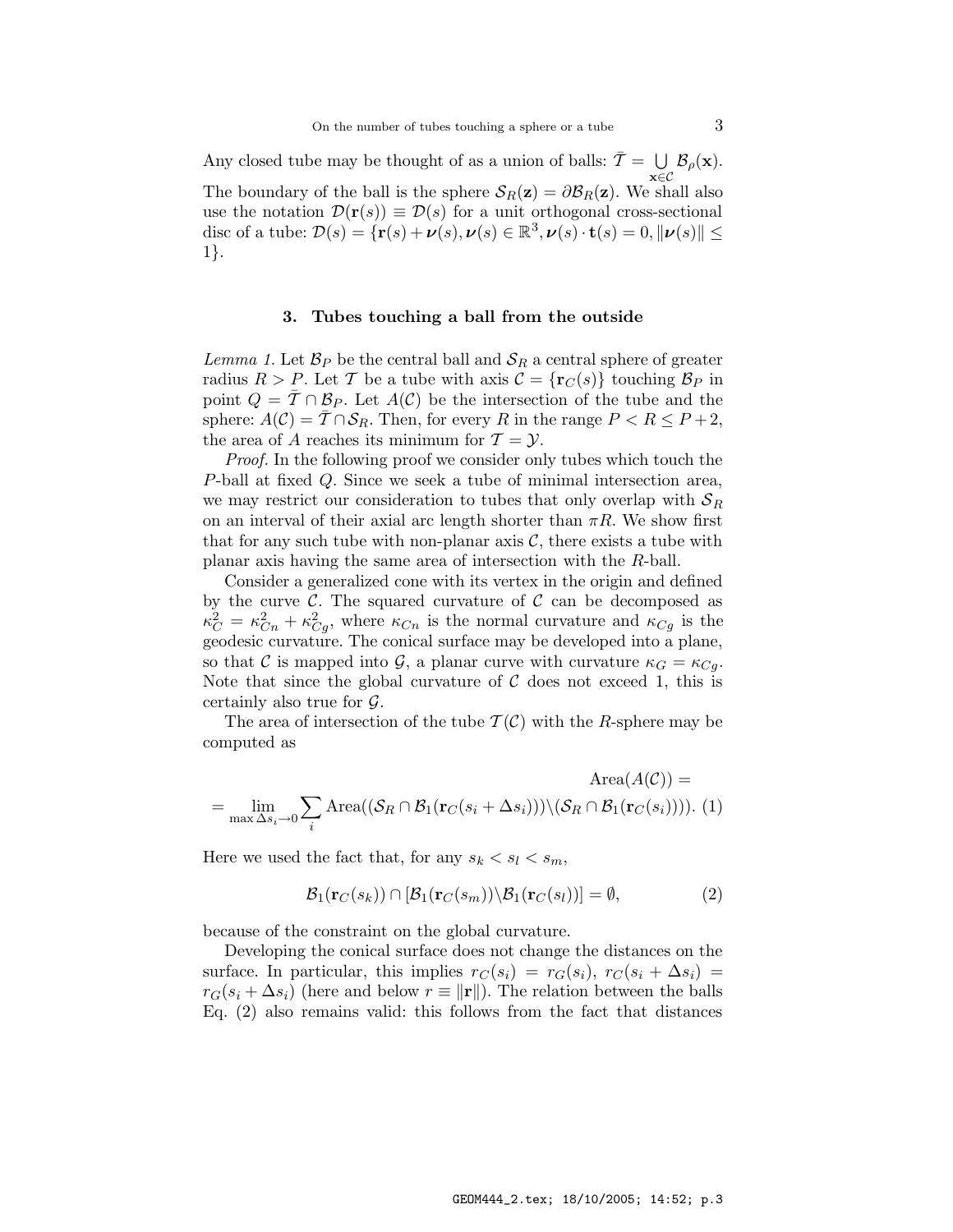Any closed tube may be thought of as a union of balls: $\bar{\mathcal{T}} = \bigcup_{\mathbf{x}\in\mathcal{C}} \mathcal{B}_\rho(\mathbf{x})$. The boundary of the ball is the sphere $\mathcal{S}_R(\mathbf{z}) = \partial\mathcal{B}_R(\mathbf{z})$. We shall also use the notation $\mathcal{D}(\mathbf{r}(s)) \equiv \mathcal{D}(s)$ for a unit orthogonal cross-sectional disc of a tube: $\mathcal{D}(s) = \{\mathbf{r}(s) + \boldsymbol{\nu}(s), \boldsymbol{\nu}(s) \in \mathbb{R}^3, \boldsymbol{\nu}(s)\cdot\mathbf{t}(s) = 0, \|\boldsymbol{\nu}(s)\| \leq 1\}$.

### 3. Tubes touching a ball from the outside

*Lemma 1.* Let $\mathcal{B}_P$ be the central ball and $\mathcal{S}_R$ a central sphere of greater radius $R > P$. Let $\mathcal{T}$ be a tube with axis $\mathcal{C} = \{\mathbf{r}_C(s)\}$ touching $\mathcal{B}_P$ in point $Q = \bar{\mathcal{T}} \cap \mathcal{B}_P$. Let $A(\mathcal{C})$ be the intersection of the tube and the sphere: $A(\mathcal{C}) = \bar{\mathcal{T}} \cap \mathcal{S}_R$. Then, for every $R$ in the range $P < R \leq P + 2$, the area of $A$ reaches its minimum for $\mathcal{T} = \mathcal{Y}$.

*Proof.* In the following proof we consider only tubes which touch the $P$-ball at fixed $Q$. Since we seek a tube of minimal intersection area, we may restrict our consideration to tubes that only overlap with $\mathcal{S}_R$ on an interval of their axial arc length shorter than $\pi R$. We show first that for any such tube with non-planar axis $\mathcal{C}$, there exists a tube with planar axis having the same area of intersection with the $R$-ball.

Consider a generalized cone with its vertex in the origin and defined by the curve $\mathcal{C}$. The squared curvature of $\mathcal{C}$ can be decomposed as $\kappa_C^2 = \kappa_{Cn}^2 + \kappa_{Cg}^2$, where $\kappa_{Cn}$ is the normal curvature and $\kappa_{Cg}$ is the geodesic curvature. The conical surface may be developed into a plane, so that $\mathcal{C}$ is mapped into $\mathcal{G}$, a planar curve with curvature $\kappa_G = \kappa_{Cg}$. Note that since the global curvature of $\mathcal{C}$ does not exceed 1, this is certainly also true for $\mathcal{G}$.

The area of intersection of the tube $\mathcal{T}(\mathcal{C})$ with the $R$-sphere may be computed as

$$\text{Area}(A(\mathcal{C})) = \\ = \lim_{\max \Delta s_i \to 0} \sum_i \text{Area}((\mathcal{S}_R \cap \mathcal{B}_1(\mathbf{r}_C(s_i + \Delta s_i))) \backslash (\mathcal{S}_R \cap \mathcal{B}_1(\mathbf{r}_C(s_i)))). \quad (1)$$

Here we used the fact that, for any $s_k < s_l < s_m$,

$$\mathcal{B}_1(\mathbf{r}_C(s_k)) \cap [\mathcal{B}_1(\mathbf{r}_C(s_m)) \backslash \mathcal{B}_1(\mathbf{r}_C(s_l))] = \emptyset, \quad (2)$$

because of the constraint on the global curvature.

Developing the conical surface does not change the distances on the surface. In particular, this implies $r_C(s_i) = r_G(s_i)$, $r_C(s_i + \Delta s_i) = r_G(s_i + \Delta s_i)$ (here and below $r \equiv \|\mathbf{r}\|$). The relation between the balls Eq. (2) also remains valid: this follows from the fact that distances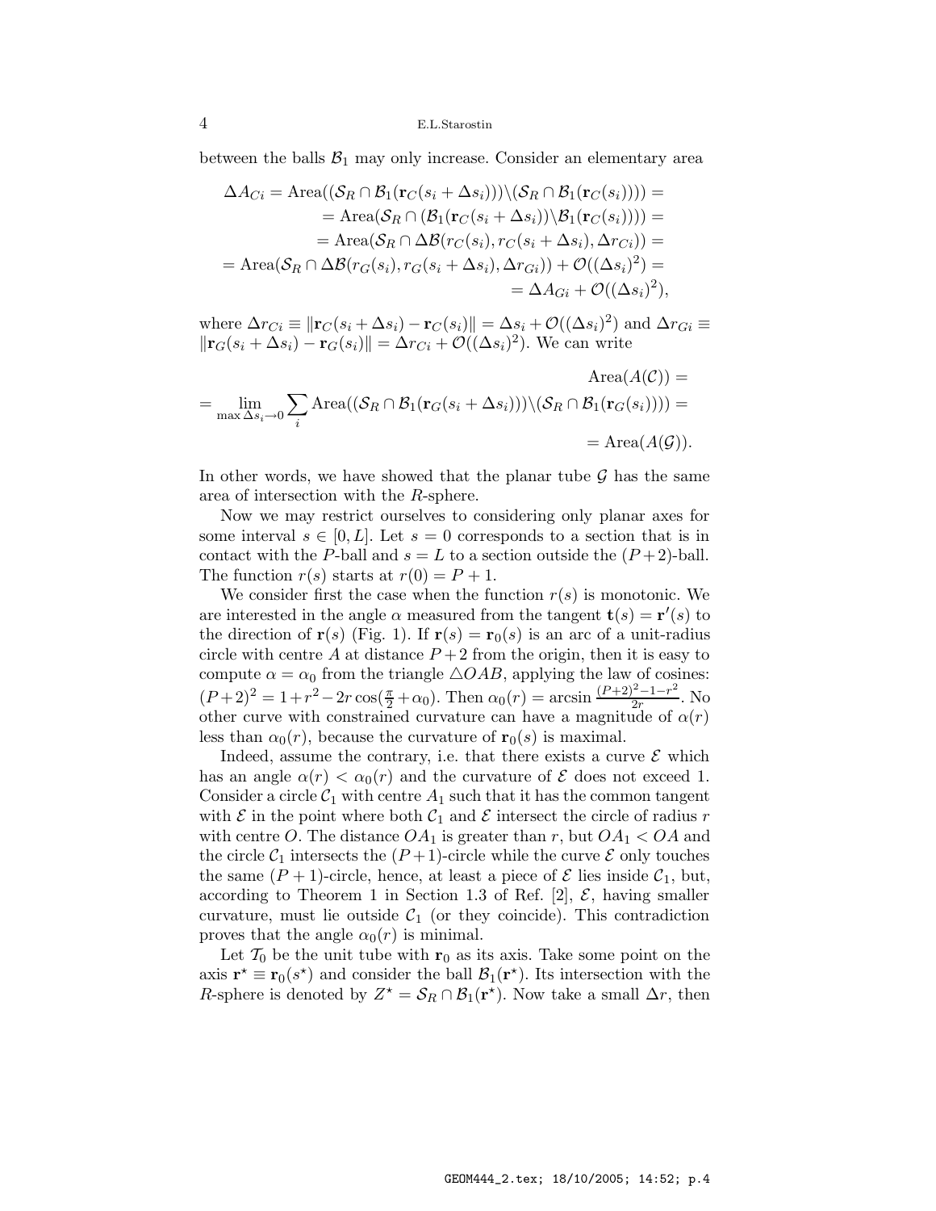between the balls $\mathcal{B}_1$ may only increase. Consider an elementary area

$$
\begin{aligned}
\Delta A_{Ci} = \text{Area}((\mathcal{S}_R \cap \mathcal{B}_1(\mathbf{r}_C(s_i + \Delta s_i))) \backslash (\mathcal{S}_R \cap \mathcal{B}_1(\mathbf{r}_C(s_i)))) = \\
= \text{Area}(\mathcal{S}_R \cap (\mathcal{B}_1(\mathbf{r}_C(s_i + \Delta s_i)) \backslash \mathcal{B}_1(\mathbf{r}_C(s_i)))) = \\
= \text{Area}(\mathcal{S}_R \cap \Delta\mathcal{B}(r_C(s_i), r_C(s_i + \Delta s_i), \Delta r_{Ci})) = \\
= \text{Area}(\mathcal{S}_R \cap \Delta\mathcal{B}(r_G(s_i), r_G(s_i + \Delta s_i), \Delta r_{Gi})) + \mathcal{O}((\Delta s_i)^2) = \\
= \Delta A_{Gi} + \mathcal{O}((\Delta s_i)^2),
\end{aligned}
$$

where $\Delta r_{Ci} \equiv \|\mathbf{r}_C(s_i + \Delta s_i) - \mathbf{r}_C(s_i)\| = \Delta s_i + \mathcal{O}((\Delta s_i)^2)$ and $\Delta r_{Gi} \equiv \|\mathbf{r}_G(s_i + \Delta s_i) - \mathbf{r}_G(s_i)\| = \Delta r_{Ci} + \mathcal{O}((\Delta s_i)^2)$. We can write

$$
\begin{aligned}
\text{Area}(A(\mathcal{C})) = \\
= \lim_{\max \Delta s_i \to 0} \sum_i \text{Area}((\mathcal{S}_R \cap \mathcal{B}_1(\mathbf{r}_G(s_i + \Delta s_i))) \backslash (\mathcal{S}_R \cap \mathcal{B}_1(\mathbf{r}_G(s_i)))) = \\
= \text{Area}(A(\mathcal{G})).
\end{aligned}
$$

In other words, we have showed that the planar tube $\mathcal{G}$ has the same area of intersection with the $R$-sphere.

Now we may restrict ourselves to considering only planar axes for some interval $s \in [0, L]$. Let $s = 0$ corresponds to a section that is in contact with the $P$-ball and $s = L$ to a section outside the $(P+2)$-ball. The function $r(s)$ starts at $r(0) = P + 1$.

We consider first the case when the function $r(s)$ is monotonic. We are interested in the angle $\alpha$ measured from the tangent $\mathbf{t}(s) = \mathbf{r}'(s)$ to the direction of $\mathbf{r}(s)$ (Fig. 1). If $\mathbf{r}(s) = \mathbf{r}_0(s)$ is an arc of a unit-radius circle with centre $A$ at distance $P + 2$ from the origin, then it is easy to compute $\alpha = \alpha_0$ from the triangle $\triangle OAB$, applying the law of cosines: $(P+2)^2 = 1 + r^2 - 2r\cos(\frac{\pi}{2} + \alpha_0)$. Then $\alpha_0(r) = \arcsin \frac{(P+2)^2 - 1 - r^2}{2r}$. No other curve with constrained curvature can have a magnitude of $\alpha(r)$ less than $\alpha_0(r)$, because the curvature of $\mathbf{r}_0(s)$ is maximal.

Indeed, assume the contrary, i.e. that there exists a curve $\mathcal{E}$ which has an angle $\alpha(r) < \alpha_0(r)$ and the curvature of $\mathcal{E}$ does not exceed 1. Consider a circle $\mathcal{C}_1$ with centre $A_1$ such that it has the common tangent with $\mathcal{E}$ in the point where both $\mathcal{C}_1$ and $\mathcal{E}$ intersect the circle of radius $r$ with centre $O$. The distance $OA_1$ is greater than $r$, but $OA_1 < OA$ and the circle $\mathcal{C}_1$ intersects the $(P+1)$-circle while the curve $\mathcal{E}$ only touches the same $(P+1)$-circle, hence, at least a piece of $\mathcal{E}$ lies inside $\mathcal{C}_1$, but, according to Theorem 1 in Section 1.3 of Ref. [2], $\mathcal{E}$, having smaller curvature, must lie outside $\mathcal{C}_1$ (or they coincide). This contradiction proves that the angle $\alpha_0(r)$ is minimal.

Let $\mathcal{T}_0$ be the unit tube with $\mathbf{r}_0$ as its axis. Take some point on the axis $\mathbf{r}^\star \equiv \mathbf{r}_0(s^\star)$ and consider the ball $\mathcal{B}_1(\mathbf{r}^\star)$. Its intersection with the $R$-sphere is denoted by $Z^\star = \mathcal{S}_R \cap \mathcal{B}_1(\mathbf{r}^\star)$. Now take a small $\Delta r$, then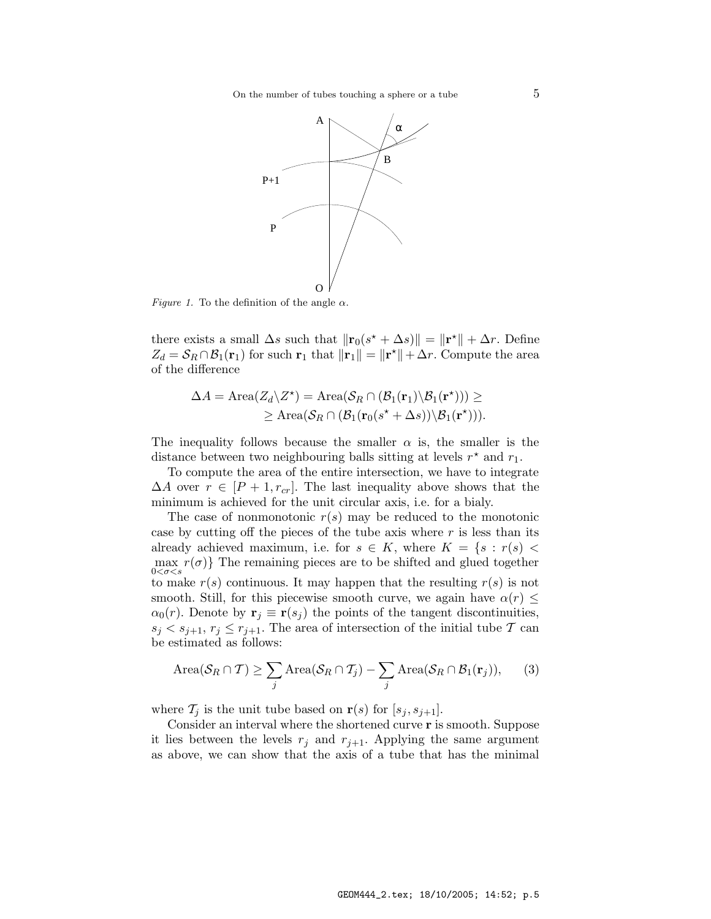*Figure 1.* To the definition of the angle $\alpha$.

there exists a small $\Delta s$ such that $\|\mathbf{r}_0(s^\star + \Delta s)\| = \|\mathbf{r}^\star\| + \Delta r$. Define $Z_d = \mathcal{S}_R \cap \mathcal{B}_1(\mathbf{r}_1)$ for such $\mathbf{r}_1$ that $\|\mathbf{r}_1\| = \|\mathbf{r}^\star\| + \Delta r$. Compute the area of the difference

$$\Delta A = \text{Area}(Z_d \backslash Z^\star) = \text{Area}(\mathcal{S}_R \cap (\mathcal{B}_1(\mathbf{r}_1) \backslash \mathcal{B}_1(\mathbf{r}^\star))) \geq$$
$$\geq \text{Area}(\mathcal{S}_R \cap (\mathcal{B}_1(\mathbf{r}_0(s^\star + \Delta s)) \backslash \mathcal{B}_1(\mathbf{r}^\star))).$$

The inequality follows because the smaller $\alpha$ is, the smaller is the distance between two neighbouring balls sitting at levels $r^\star$ and $r_1$.

To compute the area of the entire intersection, we have to integrate $\Delta A$ over $r \in [P+1, r_{cr}]$. The last inequality above shows that the minimum is achieved for the unit circular axis, i.e. for a bialy.

The case of nonmonotonic $r(s)$ may be reduced to the monotonic case by cutting off the pieces of the tube axis where $r$ is less than its already achieved maximum, i.e. for $s \in K$, where $K = \{s : r(s) < \max\limits_{0<\sigma<s} r(\sigma)\}$ The remaining pieces are to be shifted and glued together to make $r(s)$ continuous. It may happen that the resulting $r(s)$ is not smooth. Still, for this piecewise smooth curve, we again have $\alpha(r) \leq \alpha_0(r)$. Denote by $\mathbf{r}_j \equiv \mathbf{r}(s_j)$ the points of the tangent discontinuities, $s_j < s_{j+1}$, $r_j \leq r_{j+1}$. The area of intersection of the initial tube $\mathcal{T}$ can be estimated as follows:

$$\text{Area}(\mathcal{S}_R \cap \mathcal{T}) \geq \sum_j \text{Area}(\mathcal{S}_R \cap \mathcal{T}_j) - \sum_j \text{Area}(\mathcal{S}_R \cap \mathcal{B}_1(\mathbf{r}_j)), \qquad (3)$$

where $\mathcal{T}_j$ is the unit tube based on $\mathbf{r}(s)$ for $[s_j, s_{j+1}]$.

Consider an interval where the shortened curve $\mathbf{r}$ is smooth. Suppose it lies between the levels $r_j$ and $r_{j+1}$. Applying the same argument as above, we can show that the axis of a tube that has the minimal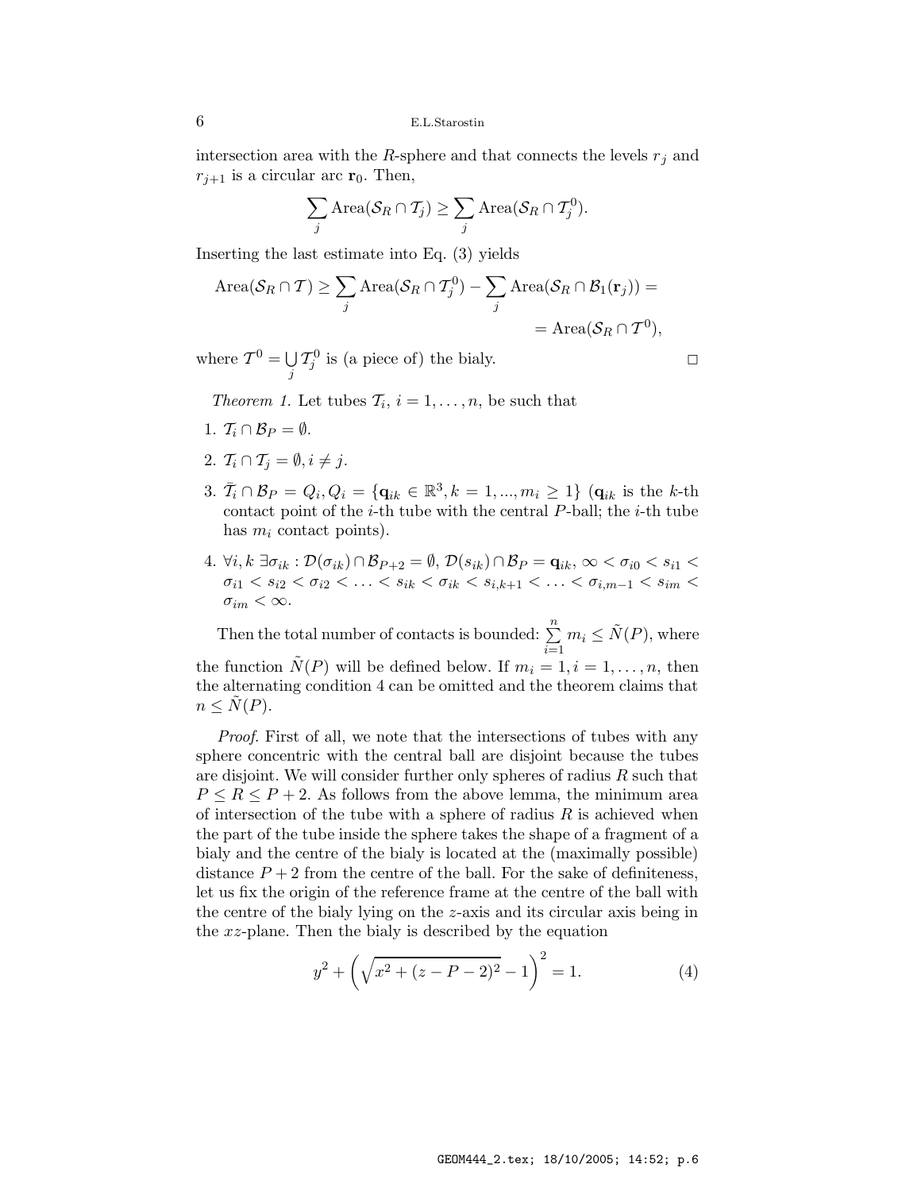intersection area with the $R$-sphere and that connects the levels $r_j$ and $r_{j+1}$ is a circular arc $\mathbf{r}_0$. Then,

$$\sum_j \text{Area}(\mathcal{S}_R \cap \mathcal{T}_j) \geq \sum_j \text{Area}(\mathcal{S}_R \cap \mathcal{T}_j^0).$$

Inserting the last estimate into Eq. (3) yields

$$\text{Area}(\mathcal{S}_R \cap \mathcal{T}) \geq \sum_j \text{Area}(\mathcal{S}_R \cap \mathcal{T}_j^0) - \sum_j \text{Area}(\mathcal{S}_R \cap \mathcal{B}_1(\mathbf{r}_j)) =$$
$$= \text{Area}(\mathcal{S}_R \cap \mathcal{T}^0),$$

where $\mathcal{T}^0 = \bigcup_j \mathcal{T}_j^0$ is (a piece of) the bialy. □

*Theorem 1.* Let tubes $\mathcal{T}_i$, $i = 1, \ldots, n$, be such that

1. $\mathcal{T}_i \cap \mathcal{B}_P = \emptyset$.
2. $\mathcal{T}_i \cap \mathcal{T}_j = \emptyset, i \neq j$.
3. $\bar{\mathcal{T}}_i \cap \mathcal{B}_P = Q_i, Q_i = \{\mathbf{q}_{ik} \in \mathbb{R}^3, k = 1, ..., m_i \geq 1\}$ ($\mathbf{q}_{ik}$ is the $k$-th contact point of the $i$-th tube with the central $P$-ball; the $i$-th tube has $m_i$ contact points).
4. $\forall i, k \; \exists \sigma_{ik} : \mathcal{D}(\sigma_{ik}) \cap \mathcal{B}_{P+2} = \emptyset$, $\mathcal{D}(s_{ik}) \cap \mathcal{B}_P = \mathbf{q}_{ik}$, $\infty < \sigma_{i0} < s_{i1} < \sigma_{i1} < s_{i2} < \sigma_{i2} < \ldots < s_{ik} < \sigma_{ik} < s_{i,k+1} < \ldots < \sigma_{i,m-1} < s_{im} < \sigma_{im} < \infty$.

Then the total number of contacts is bounded: $\sum_{i=1}^{n} m_i \leq \tilde{N}(P)$, where the function $\tilde{N}(P)$ will be defined below. If $m_i = 1, i = 1, \ldots, n$, then the alternating condition 4 can be omitted and the theorem claims that $n \leq \tilde{N}(P)$.

*Proof.* First of all, we note that the intersections of tubes with any sphere concentric with the central ball are disjoint because the tubes are disjoint. We will consider further only spheres of radius $R$ such that $P \leq R \leq P + 2$. As follows from the above lemma, the minimum area of intersection of the tube with a sphere of radius $R$ is achieved when the part of the tube inside the sphere takes the shape of a fragment of a bialy and the centre of the bialy is located at the (maximally possible) distance $P + 2$ from the centre of the ball. For the sake of definiteness, let us fix the origin of the reference frame at the centre of the ball with the centre of the bialy lying on the $z$-axis and its circular axis being in the $xz$-plane. Then the bialy is described by the equation

$$y^2 + \left(\sqrt{x^2 + (z - P - 2)^2} - 1\right)^2 = 1. \tag{4}$$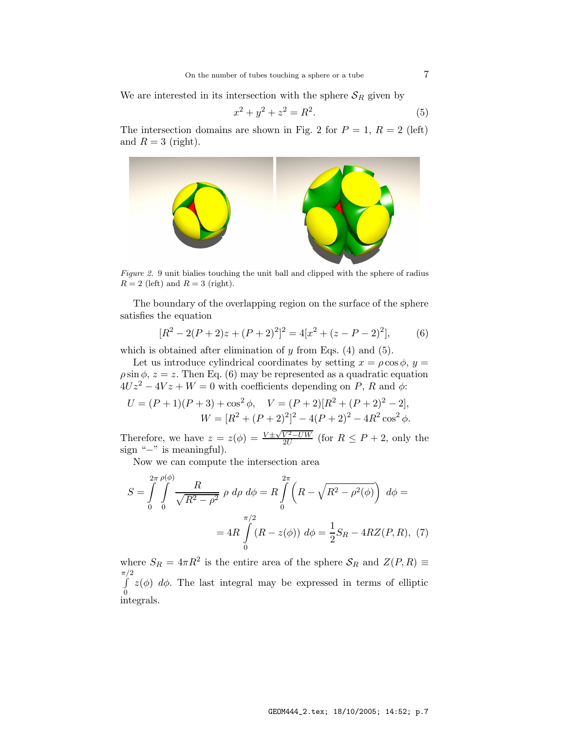We are interested in its intersection with the sphere $\mathcal{S}_R$ given by

$$x^2 + y^2 + z^2 = R^2. \tag{5}$$

The intersection domains are shown in Fig. 2 for $P = 1$, $R = 2$ (left) and $R = 3$ (right).

*Figure 2.* 9 unit bialies touching the unit ball and clipped with the sphere of radius $R = 2$ (left) and $R = 3$ (right).

The boundary of the overlapping region on the surface of the sphere satisfies the equation

$$[R^2 - 2(P+2)z + (P+2)^2]^2 = 4[x^2 + (z - P - 2)^2], \tag{6}$$

which is obtained after elimination of $y$ from Eqs. (4) and (5).

Let us introduce cylindrical coordinates by setting $x = \rho \cos\phi$, $y = \rho \sin\phi$, $z = z$. Then Eq. (6) may be represented as a quadratic equation $4Uz^2 - 4Vz + W = 0$ with coefficients depending on $P$, $R$ and $\phi$:

$$U = (P+1)(P+3) + \cos^2\phi, \quad V = (P+2)[R^2 + (P+2)^2 - 2],$$
$$W = [R^2 + (P+2)^2]^2 - 4(P+2)^2 - 4R^2\cos^2\phi.$$

Therefore, we have $z = z(\phi) = \frac{V \pm \sqrt{V^2 - UW}}{2U}$ (for $R \leq P + 2$, only the sign "$-$" is meaningful).

Now we can compute the intersection area

$$S = \int_0^{2\pi}\int_0^{\rho(\phi)} \frac{R}{\sqrt{R^2 - \rho^2}}\, \rho\, d\rho\, d\phi = R\int_0^{2\pi}\left(R - \sqrt{R^2 - \rho^2(\phi)}\right)\, d\phi =$$
$$= 4R\int_0^{\pi/2}(R - z(\phi))\, d\phi = \frac{1}{2}S_R - 4RZ(P,R), \tag{7}$$

where $S_R = 4\pi R^2$ is the entire area of the sphere $\mathcal{S}_R$ and $Z(P,R) \equiv \int_0^{\pi/2} z(\phi)\, d\phi$. The last integral may be expressed in terms of elliptic integrals.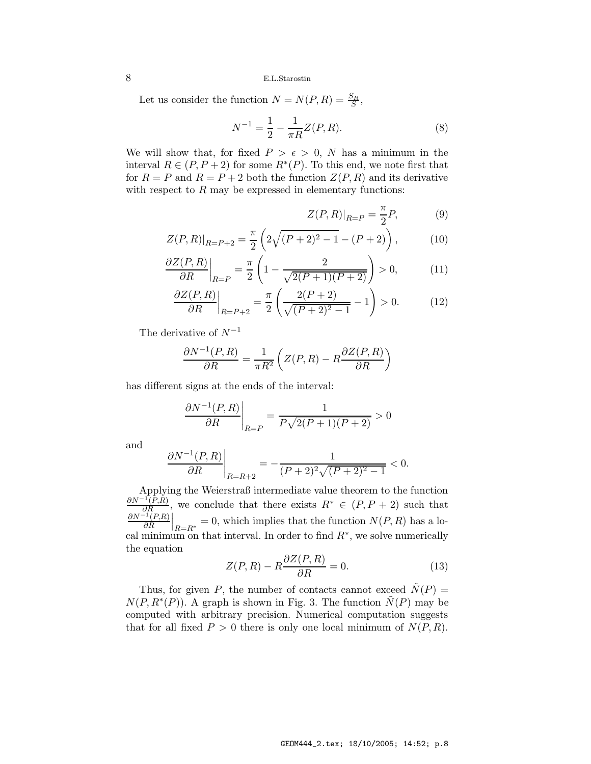Let us consider the function $N = N(P, R) = \frac{S_R}{S}$,

$$N^{-1} = \frac{1}{2} - \frac{1}{\pi R} Z(P, R). \tag{8}$$

We will show that, for fixed $P > \epsilon > 0$, $N$ has a minimum in the interval $R \in (P, P+2)$ for some $R^*(P)$. To this end, we note first that for $R = P$ and $R = P+2$ both the function $Z(P, R)$ and its derivative with respect to $R$ may be expressed in elementary functions:

$$Z(P, R)|_{R=P} = \frac{\pi}{2} P, \tag{9}$$

$$Z(P, R)|_{R=P+2} = \frac{\pi}{2} \left( 2\sqrt{(P+2)^2 - 1} - (P+2) \right), \tag{10}$$

$$\left. \frac{\partial Z(P, R)}{\partial R} \right|_{R=P} = \frac{\pi}{2} \left( 1 - \frac{2}{\sqrt{2(P+1)(P+2)}} \right) > 0, \tag{11}$$

$$\left. \frac{\partial Z(P, R)}{\partial R} \right|_{R=P+2} = \frac{\pi}{2} \left( \frac{2(P+2)}{\sqrt{(P+2)^2 - 1}} - 1 \right) > 0. \tag{12}$$

The derivative of $N^{-1}$

$$\frac{\partial N^{-1}(P, R)}{\partial R} = \frac{1}{\pi R^2} \left( Z(P, R) - R \frac{\partial Z(P, R)}{\partial R} \right)$$

has different signs at the ends of the interval:

$$\left. \frac{\partial N^{-1}(P, R)}{\partial R} \right|_{R=P} = \frac{1}{P\sqrt{2(P+1)(P+2)}} > 0$$

and

$$\left. \frac{\partial N^{-1}(P, R)}{\partial R} \right|_{R=R+2} = -\frac{1}{(P+2)^2 \sqrt{(P+2)^2 - 1}} < 0.$$

Applying the Weierstraß intermediate value theorem to the function $\frac{\partial N^{-1}(P,R)}{\partial R}$, we conclude that there exists $R^* \in (P, P+2)$ such that $\left. \frac{\partial N^{-1}(P,R)}{\partial R} \right|_{R=R^*} = 0$, which implies that the function $N(P, R)$ has a local minimum on that interval. In order to find $R^*$, we solve numerically the equation

$$Z(P, R) - R \frac{\partial Z(P, R)}{\partial R} = 0. \tag{13}$$

Thus, for given $P$, the number of contacts cannot exceed $\tilde{N}(P) = N(P, R^*(P))$. A graph is shown in Fig. 3. The function $\tilde{N}(P)$ may be computed with arbitrary precision. Numerical computation suggests that for all fixed $P > 0$ there is only one local minimum of $N(P, R)$.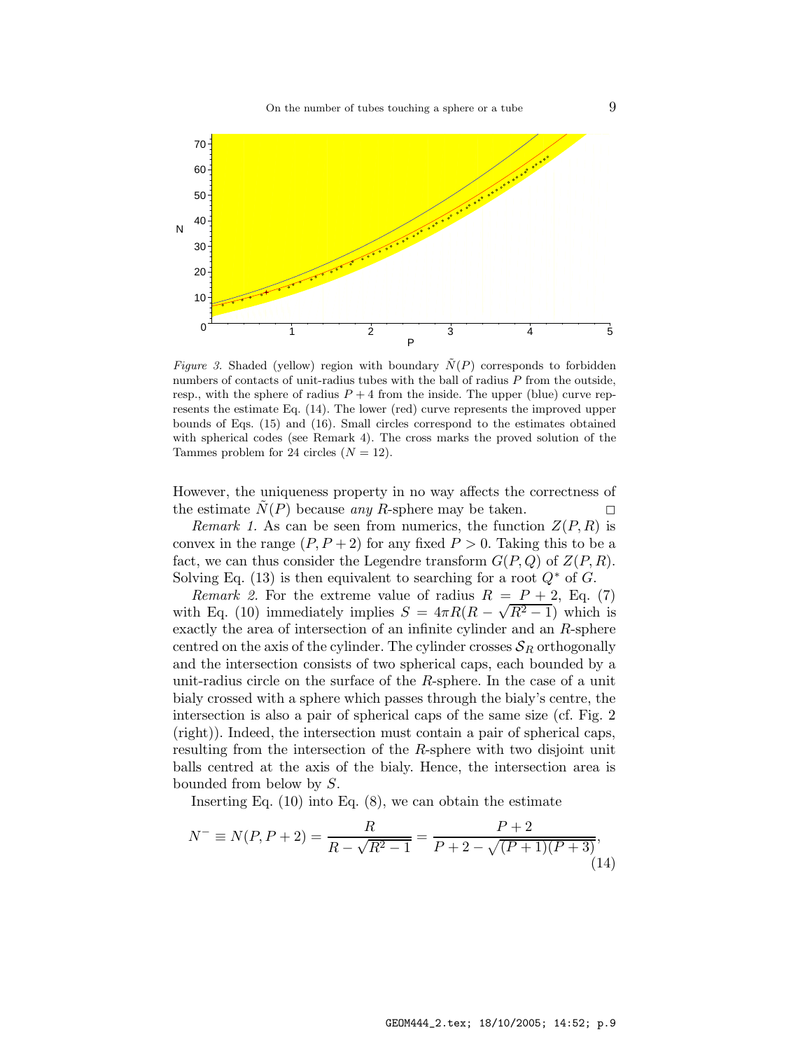*Figure 3.* Shaded (yellow) region with boundary $\tilde{N}(P)$ corresponds to forbidden numbers of contacts of unit-radius tubes with the ball of radius $P$ from the outside, resp., with the sphere of radius $P+4$ from the inside. The upper (blue) curve represents the estimate Eq. (14). The lower (red) curve represents the improved upper bounds of Eqs. (15) and (16). Small circles correspond to the estimates obtained with spherical codes (see Remark 4). The cross marks the proved solution of the Tammes problem for 24 circles ($N = 12$).

However, the uniqueness property in no way affects the correctness of the estimate $\tilde{N}(P)$ because *any* $R$-sphere may be taken. □

*Remark 1.* As can be seen from numerics, the function $Z(P,R)$ is convex in the range $(P, P+2)$ for any fixed $P > 0$. Taking this to be a fact, we can thus consider the Legendre transform $G(P,Q)$ of $Z(P,R)$. Solving Eq. (13) is then equivalent to searching for a root $Q^*$ of $G$.

*Remark 2.* For the extreme value of radius $R = P+2$, Eq. (7) with Eq. (10) immediately implies $S = 4\pi R(R - \sqrt{R^2-1})$ which is exactly the area of intersection of an infinite cylinder and an $R$-sphere centred on the axis of the cylinder. The cylinder crosses $\mathcal{S}_R$ orthogonally and the intersection consists of two spherical caps, each bounded by a unit-radius circle on the surface of the $R$-sphere. In the case of a unit bialy crossed with a sphere which passes through the bialy's centre, the intersection is also a pair of spherical caps of the same size (cf. Fig. 2 (right)). Indeed, the intersection must contain a pair of spherical caps, resulting from the intersection of the $R$-sphere with two disjoint unit balls centred at the axis of the bialy. Hence, the intersection area is bounded from below by $S$.

Inserting Eq. (10) into Eq. (8), we can obtain the estimate

$$N^- \equiv N(P, P+2) = \frac{R}{R - \sqrt{R^2-1}} = \frac{P+2}{P+2-\sqrt{(P+1)(P+3)}}, \tag{14}$$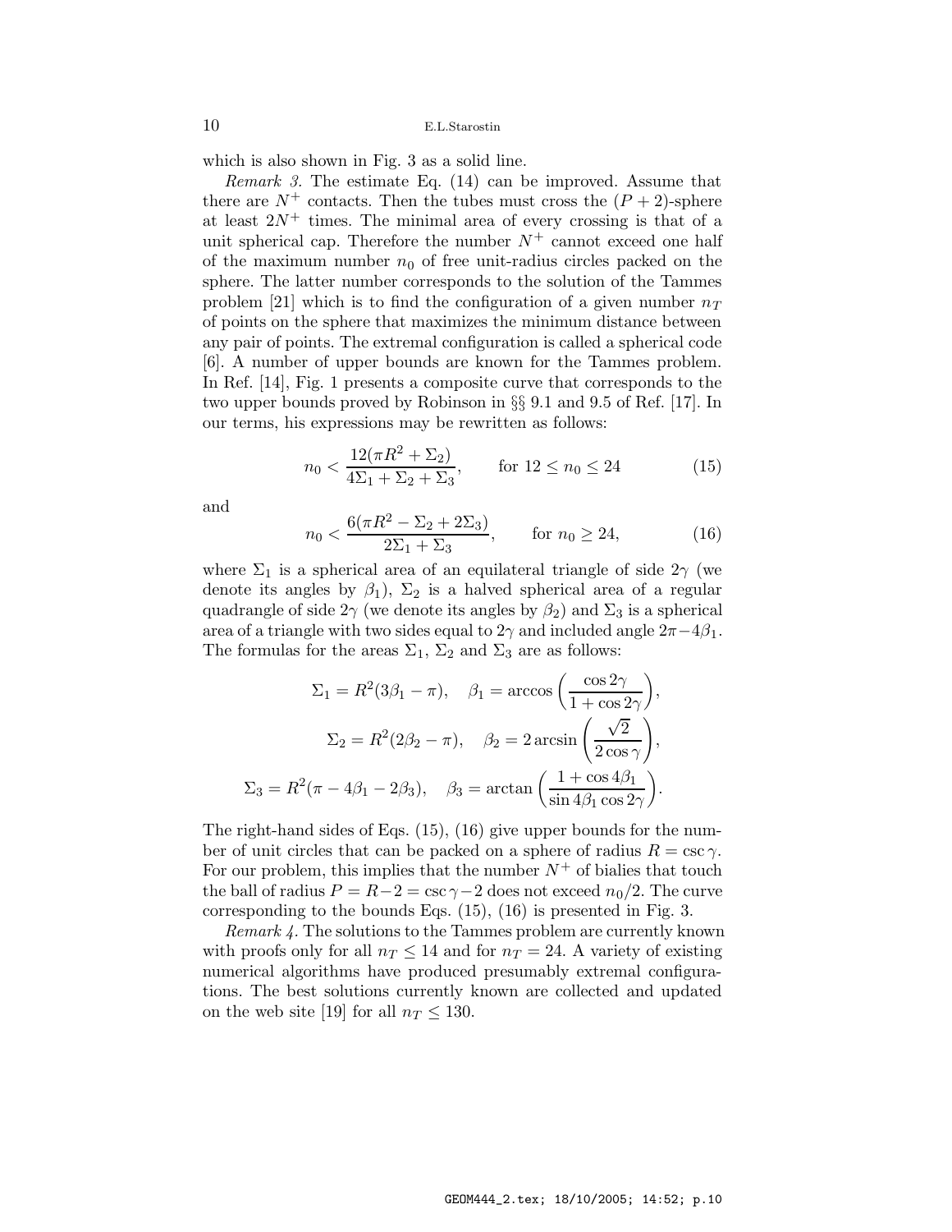which is also shown in Fig. 3 as a solid line.

*Remark 3.* The estimate Eq. (14) can be improved. Assume that there are $N^+$ contacts. Then the tubes must cross the $(P+2)$-sphere at least $2N^+$ times. The minimal area of every crossing is that of a unit spherical cap. Therefore the number $N^+$ cannot exceed one half of the maximum number $n_0$ of free unit-radius circles packed on the sphere. The latter number corresponds to the solution of the Tammes problem [21] which is to find the configuration of a given number $n_T$ of points on the sphere that maximizes the minimum distance between any pair of points. The extremal configuration is called a spherical code [6]. A number of upper bounds are known for the Tammes problem. In Ref. [14], Fig. 1 presents a composite curve that corresponds to the two upper bounds proved by Robinson in §§ 9.1 and 9.5 of Ref. [17]. In our terms, his expressions may be rewritten as follows:

$$n_0 < \frac{12(\pi R^2 + \Sigma_2)}{4\Sigma_1 + \Sigma_2 + \Sigma_3}, \qquad \text{for } 12 \le n_0 \le 24 \tag{15}$$

and

$$n_0 < \frac{6(\pi R^2 - \Sigma_2 + 2\Sigma_3)}{2\Sigma_1 + \Sigma_3}, \qquad \text{for } n_0 \ge 24, \tag{16}$$

where $\Sigma_1$ is a spherical area of an equilateral triangle of side $2\gamma$ (we denote its angles by $\beta_1$), $\Sigma_2$ is a halved spherical area of a regular quadrangle of side $2\gamma$ (we denote its angles by $\beta_2$) and $\Sigma_3$ is a spherical area of a triangle with two sides equal to $2\gamma$ and included angle $2\pi - 4\beta_1$. The formulas for the areas $\Sigma_1$, $\Sigma_2$ and $\Sigma_3$ are as follows:

$$\Sigma_1 = R^2(3\beta_1 - \pi), \quad \beta_1 = \arccos\left(\frac{\cos 2\gamma}{1 + \cos 2\gamma}\right),$$

$$\Sigma_2 = R^2(2\beta_2 - \pi), \quad \beta_2 = 2\arcsin\left(\frac{\sqrt{2}}{2\cos\gamma}\right),$$

$$\Sigma_3 = R^2(\pi - 4\beta_1 - 2\beta_3), \quad \beta_3 = \arctan\left(\frac{1 + \cos 4\beta_1}{\sin 4\beta_1 \cos 2\gamma}\right).$$

The right-hand sides of Eqs. (15), (16) give upper bounds for the number of unit circles that can be packed on a sphere of radius $R = \csc\gamma$. For our problem, this implies that the number $N^+$ of bialies that touch the ball of radius $P = R - 2 = \csc\gamma - 2$ does not exceed $n_0/2$. The curve corresponding to the bounds Eqs. (15), (16) is presented in Fig. 3.

*Remark 4.* The solutions to the Tammes problem are currently known with proofs only for all $n_T \le 14$ and for $n_T = 24$. A variety of existing numerical algorithms have produced presumably extremal configurations. The best solutions currently known are collected and updated on the web site [19] for all $n_T \le 130$.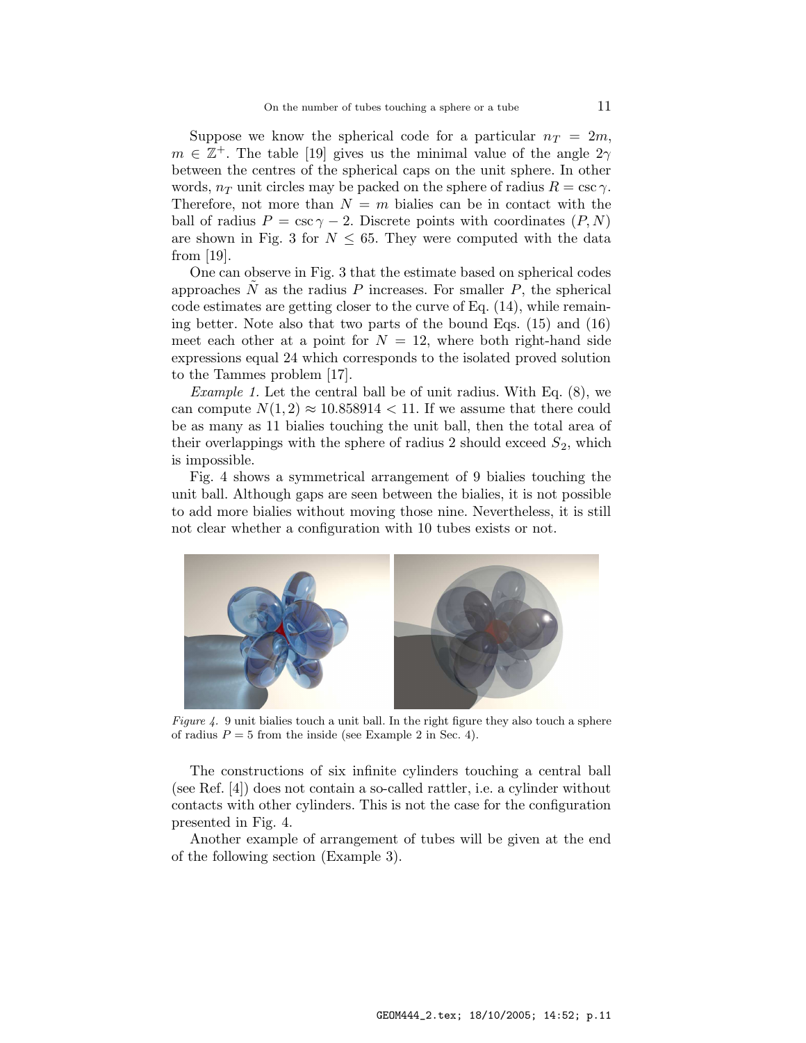Suppose we know the spherical code for a particular $n_T = 2m$, $m \in \mathbb{Z}^+$. The table [19] gives us the minimal value of the angle $2\gamma$ between the centres of the spherical caps on the unit sphere. In other words, $n_T$ unit circles may be packed on the sphere of radius $R = \csc\gamma$. Therefore, not more than $N = m$ bialies can be in contact with the ball of radius $P = \csc\gamma - 2$. Discrete points with coordinates $(P, N)$ are shown in Fig. 3 for $N \leq 65$. They were computed with the data from [19].

One can observe in Fig. 3 that the estimate based on spherical codes approaches $\tilde{N}$ as the radius $P$ increases. For smaller $P$, the spherical code estimates are getting closer to the curve of Eq. (14), while remaining better. Note also that two parts of the bound Eqs. (15) and (16) meet each other at a point for $N = 12$, where both right-hand side expressions equal 24 which corresponds to the isolated proved solution to the Tammes problem [17].

*Example 1.* Let the central ball be of unit radius. With Eq. (8), we can compute $N(1, 2) \approx 10.858914 < 11$. If we assume that there could be as many as 11 bialies touching the unit ball, then the total area of their overlappings with the sphere of radius 2 should exceed $S_2$, which is impossible.

Fig. 4 shows a symmetrical arrangement of 9 bialies touching the unit ball. Although gaps are seen between the bialies, it is not possible to add more bialies without moving those nine. Nevertheless, it is still not clear whether a configuration with 10 tubes exists or not.

*Figure 4.* 9 unit bialies touch a unit ball. In the right figure they also touch a sphere of radius $P = 5$ from the inside (see Example 2 in Sec. 4).

The constructions of six infinite cylinders touching a central ball (see Ref. [4]) does not contain a so-called rattler, i.e. a cylinder without contacts with other cylinders. This is not the case for the configuration presented in Fig. 4.

Another example of arrangement of tubes will be given at the end of the following section (Example 3).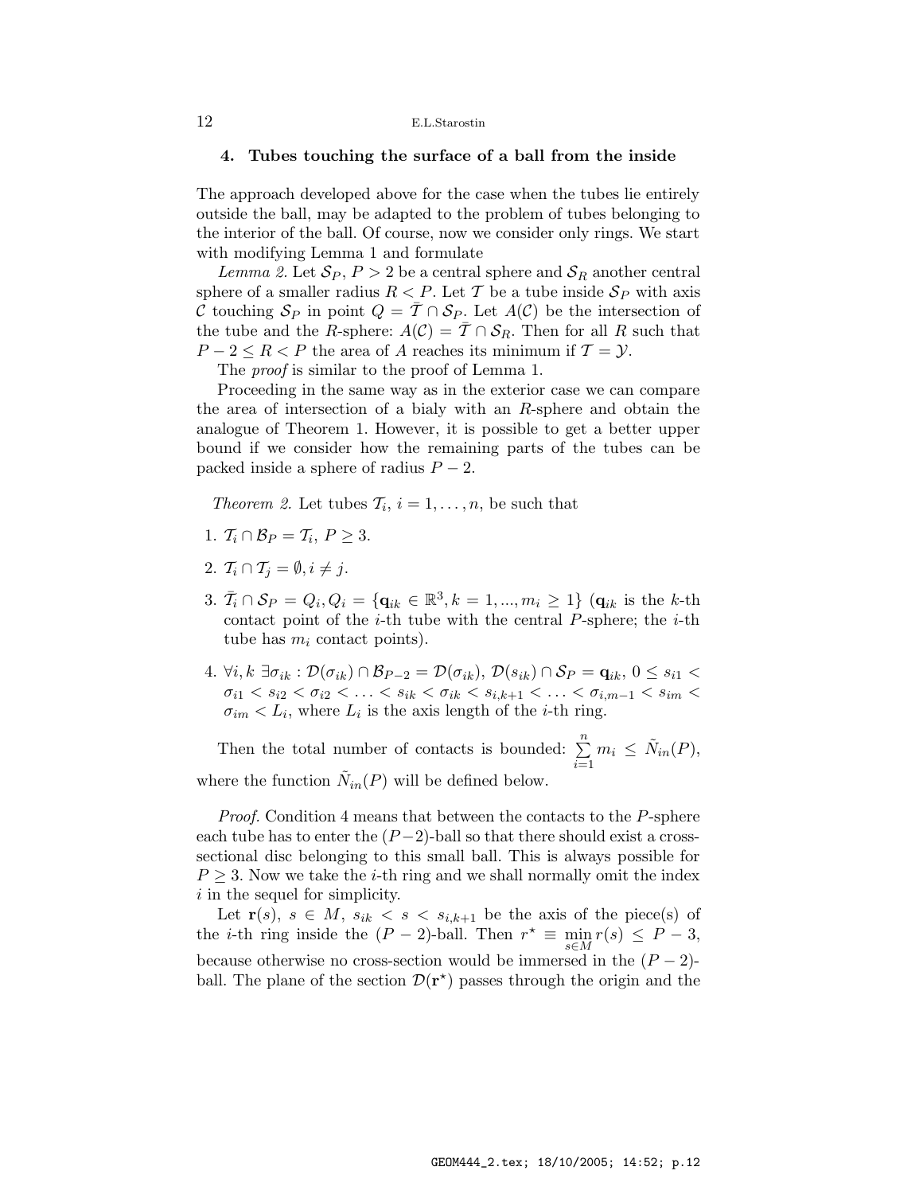## 4. Tubes touching the surface of a ball from the inside

The approach developed above for the case when the tubes lie entirely outside the ball, may be adapted to the problem of tubes belonging to the interior of the ball. Of course, now we consider only rings. We start with modifying Lemma 1 and formulate

*Lemma 2.* Let $\mathcal{S}_P$, $P > 2$ be a central sphere and $\mathcal{S}_R$ another central sphere of a smaller radius $R < P$. Let $\mathcal{T}$ be a tube inside $\mathcal{S}_P$ with axis $\mathcal{C}$ touching $\mathcal{S}_P$ in point $Q = \bar{\mathcal{T}} \cap \mathcal{S}_P$. Let $A(\mathcal{C})$ be the intersection of the tube and the $R$-sphere: $A(\mathcal{C}) = \bar{\mathcal{T}} \cap \mathcal{S}_R$. Then for all $R$ such that $P - 2 \leq R < P$ the area of $A$ reaches its minimum if $\mathcal{T} = \mathcal{Y}$.

The *proof* is similar to the proof of Lemma 1.

Proceeding in the same way as in the exterior case we can compare the area of intersection of a bialy with an $R$-sphere and obtain the analogue of Theorem 1. However, it is possible to get a better upper bound if we consider how the remaining parts of the tubes can be packed inside a sphere of radius $P - 2$.

*Theorem 2.* Let tubes $\mathcal{T}_i$, $i = 1, \ldots, n$, be such that

1. $\mathcal{T}_i \cap \mathcal{B}_P = \mathcal{T}_i$, $P \geq 3$.
2. $\mathcal{T}_i \cap \mathcal{T}_j = \emptyset, i \neq j$.
3. $\bar{\mathcal{T}}_i \cap \mathcal{S}_P = Q_i, Q_i = \{\mathbf{q}_{ik} \in \mathbb{R}^3, k = 1, ..., m_i \geq 1\}$ ($\mathbf{q}_{ik}$ is the $k$-th contact point of the $i$-th tube with the central $P$-sphere; the $i$-th tube has $m_i$ contact points).
4. $\forall i, k\ \exists \sigma_{ik} : \mathcal{D}(\sigma_{ik}) \cap \mathcal{B}_{P-2} = \mathcal{D}(\sigma_{ik})$, $\mathcal{D}(s_{ik}) \cap \mathcal{S}_P = \mathbf{q}_{ik}$, $0 \leq s_{i1} < \sigma_{i1} < s_{i2} < \sigma_{i2} < \ldots < s_{ik} < \sigma_{ik} < s_{i,k+1} < \ldots < \sigma_{i,m-1} < s_{im} < \sigma_{im} < L_i$, where $L_i$ is the axis length of the $i$-th ring.

Then the total number of contacts is bounded: $\sum\limits_{i=1}^{n} m_i \leq \tilde{N}_{in}(P)$, where the function $\tilde{N}_{in}(P)$ will be defined below.

*Proof.* Condition 4 means that between the contacts to the $P$-sphere each tube has to enter the $(P-2)$-ball so that there should exist a cross-sectional disc belonging to this small ball. This is always possible for $P \geq 3$. Now we take the $i$-th ring and we shall normally omit the index $i$ in the sequel for simplicity.

Let $\mathbf{r}(s)$, $s \in M$, $s_{ik} < s < s_{i,k+1}$ be the axis of the piece(s) of the $i$-th ring inside the $(P-2)$-ball. Then $r^\star \equiv \min\limits_{s \in M} r(s) \leq P - 3$, because otherwise no cross-section would be immersed in the $(P-2)$-ball. The plane of the section $\mathcal{D}(\mathbf{r}^\star)$ passes through the origin and the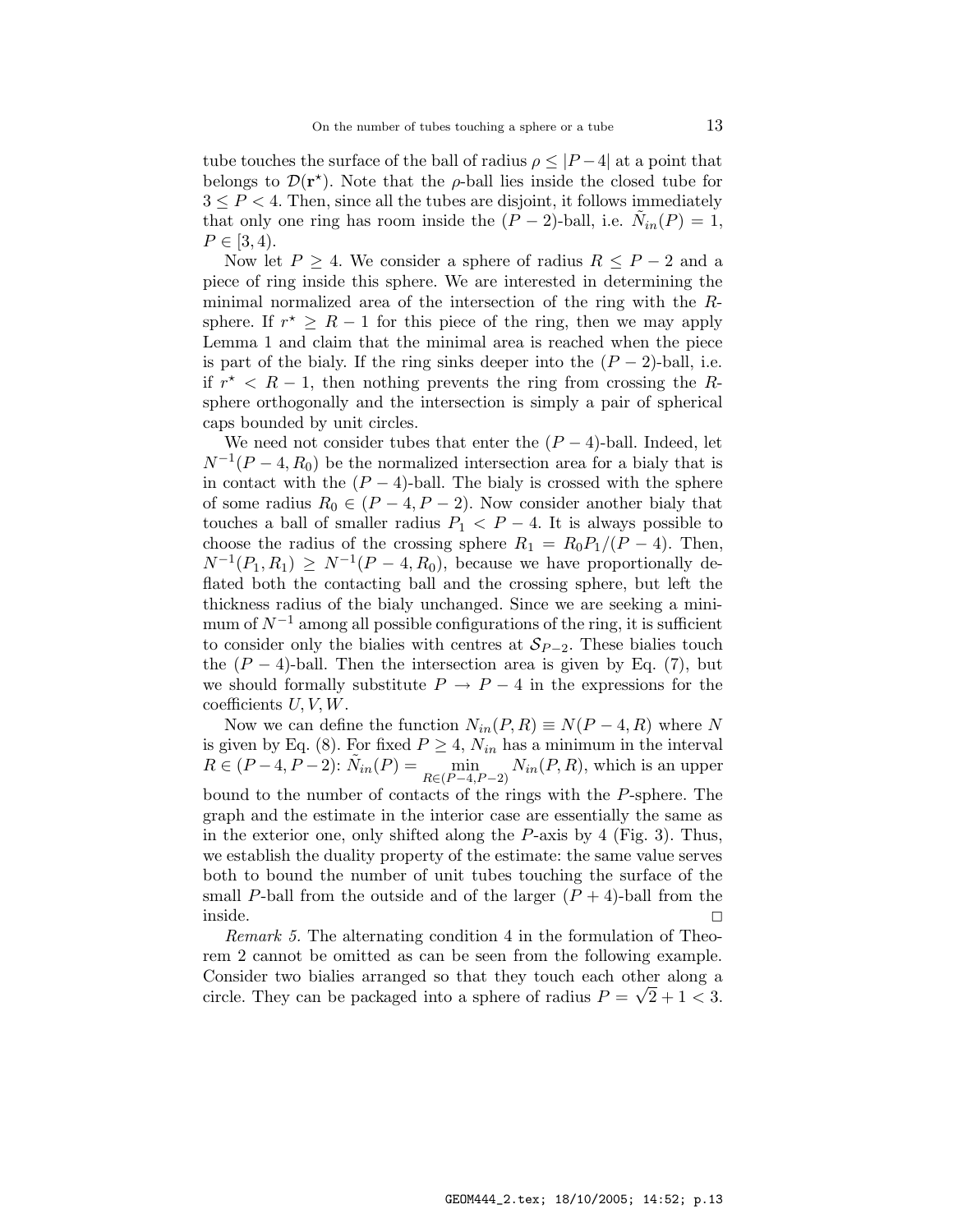tube touches the surface of the ball of radius $\rho \leq |P-4|$ at a point that belongs to $\mathcal{D}(\mathbf{r}^\star)$. Note that the $\rho$-ball lies inside the closed tube for $3 \leq P < 4$. Then, since all the tubes are disjoint, it follows immediately that only one ring has room inside the $(P-2)$-ball, i.e. $\tilde{N}_{in}(P) = 1$, $P \in [3, 4)$.

Now let $P \geq 4$. We consider a sphere of radius $R \leq P-2$ and a piece of ring inside this sphere. We are interested in determining the minimal normalized area of the intersection of the ring with the $R$-sphere. If $r^\star \geq R-1$ for this piece of the ring, then we may apply Lemma 1 and claim that the minimal area is reached when the piece is part of the bialy. If the ring sinks deeper into the $(P-2)$-ball, i.e. if $r^\star < R-1$, then nothing prevents the ring from crossing the $R$-sphere orthogonally and the intersection is simply a pair of spherical caps bounded by unit circles.

We need not consider tubes that enter the $(P-4)$-ball. Indeed, let $N^{-1}(P-4, R_0)$ be the normalized intersection area for a bialy that is in contact with the $(P-4)$-ball. The bialy is crossed with the sphere of some radius $R_0 \in (P-4, P-2)$. Now consider another bialy that touches a ball of smaller radius $P_1 < P-4$. It is always possible to choose the radius of the crossing sphere $R_1 = R_0 P_1/(P-4)$. Then, $N^{-1}(P_1, R_1) \geq N^{-1}(P-4, R_0)$, because we have proportionally deflated both the contacting ball and the crossing sphere, but left the thickness radius of the bialy unchanged. Since we are seeking a minimum of $N^{-1}$ among all possible configurations of the ring, it is sufficient to consider only the bialies with centres at $\mathcal{S}_{P-2}$. These bialies touch the $(P-4)$-ball. Then the intersection area is given by Eq. (7), but we should formally substitute $P \to P-4$ in the expressions for the coefficients $U, V, W$.

Now we can define the function $N_{in}(P, R) \equiv N(P-4, R)$ where $N$ is given by Eq. (8). For fixed $P \geq 4$, $N_{in}$ has a minimum in the interval $R \in (P-4, P-2)$: $\tilde{N}_{in}(P) = \min\limits_{R \in (P-4, P-2)} N_{in}(P, R)$, which is an upper bound to the number of contacts of the rings with the $P$-sphere. The graph and the estimate in the interior case are essentially the same as in the exterior one, only shifted along the $P$-axis by 4 (Fig. 3). Thus, we establish the duality property of the estimate: the same value serves both to bound the number of unit tubes touching the surface of the small $P$-ball from the outside and of the larger $(P+4)$-ball from the inside. $\square$

*Remark 5.* The alternating condition 4 in the formulation of Theorem 2 cannot be omitted as can be seen from the following example. Consider two bialies arranged so that they touch each other along a circle. They can be packaged into a sphere of radius $P = \sqrt{2} + 1 < 3$.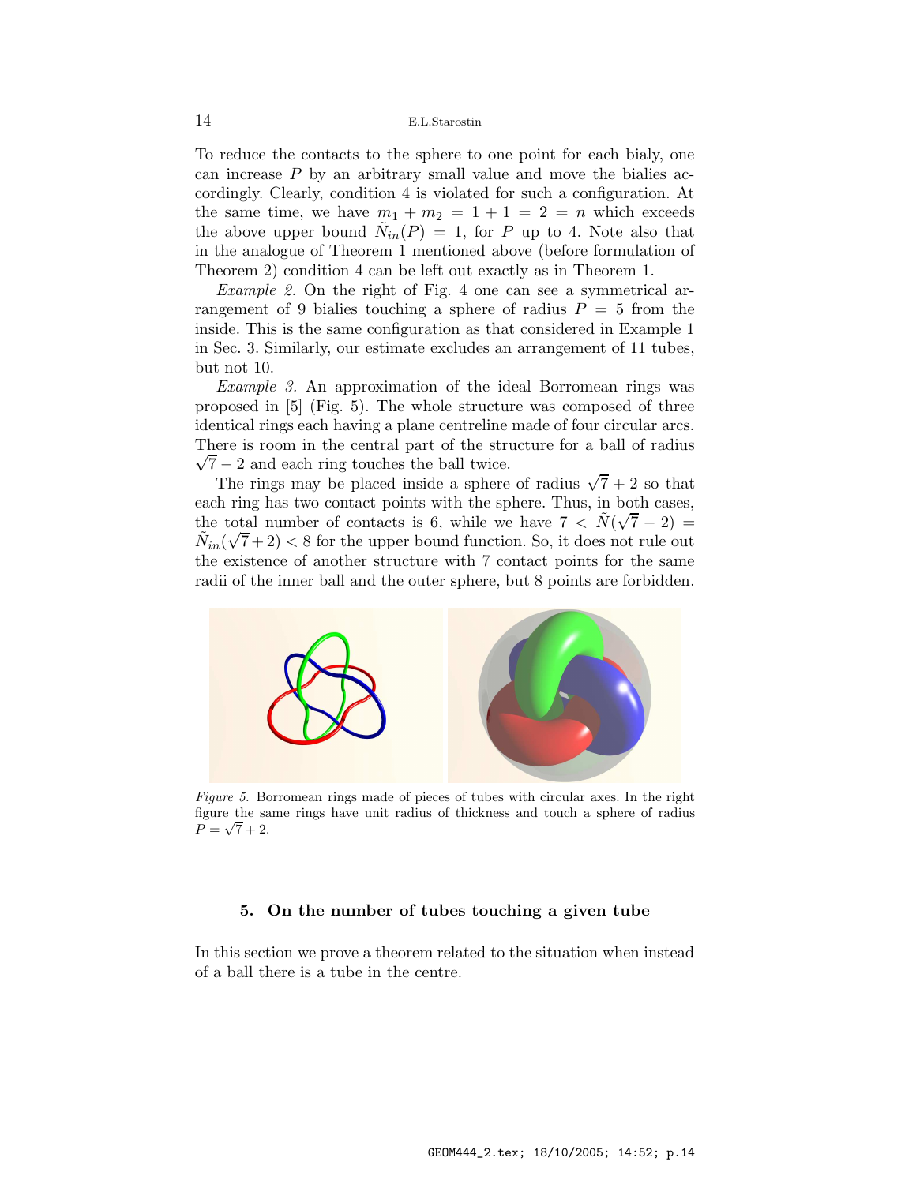To reduce the contacts to the sphere to one point for each bialy, one can increase $P$ by an arbitrary small value and move the bialies accordingly. Clearly, condition 4 is violated for such a configuration. At the same time, we have $m_1 + m_2 = 1 + 1 = 2 = n$ which exceeds the above upper bound $\tilde{N}_{in}(P) = 1$, for $P$ up to 4. Note also that in the analogue of Theorem 1 mentioned above (before formulation of Theorem 2) condition 4 can be left out exactly as in Theorem 1.

*Example 2.* On the right of Fig. 4 one can see a symmetrical arrangement of 9 bialies touching a sphere of radius $P = 5$ from the inside. This is the same configuration as that considered in Example 1 in Sec. 3. Similarly, our estimate excludes an arrangement of 11 tubes, but not 10.

*Example 3.* An approximation of the ideal Borromean rings was proposed in [5] (Fig. 5). The whole structure was composed of three identical rings each having a plane centreline made of four circular arcs. There is room in the central part of the structure for a ball of radius $\sqrt{7} - 2$ and each ring touches the ball twice.

The rings may be placed inside a sphere of radius $\sqrt{7} + 2$ so that each ring has two contact points with the sphere. Thus, in both cases, the total number of contacts is 6, while we have $7 < \tilde{N}(\sqrt{7} - 2) = \tilde{N}_{in}(\sqrt{7} + 2) < 8$ for the upper bound function. So, it does not rule out the existence of another structure with 7 contact points for the same radii of the inner ball and the outer sphere, but 8 points are forbidden.

*Figure 5.* Borromean rings made of pieces of tubes with circular axes. In the right figure the same rings have unit radius of thickness and touch a sphere of radius $P = \sqrt{7} + 2$.

## 5. On the number of tubes touching a given tube

In this section we prove a theorem related to the situation when instead of a ball there is a tube in the centre.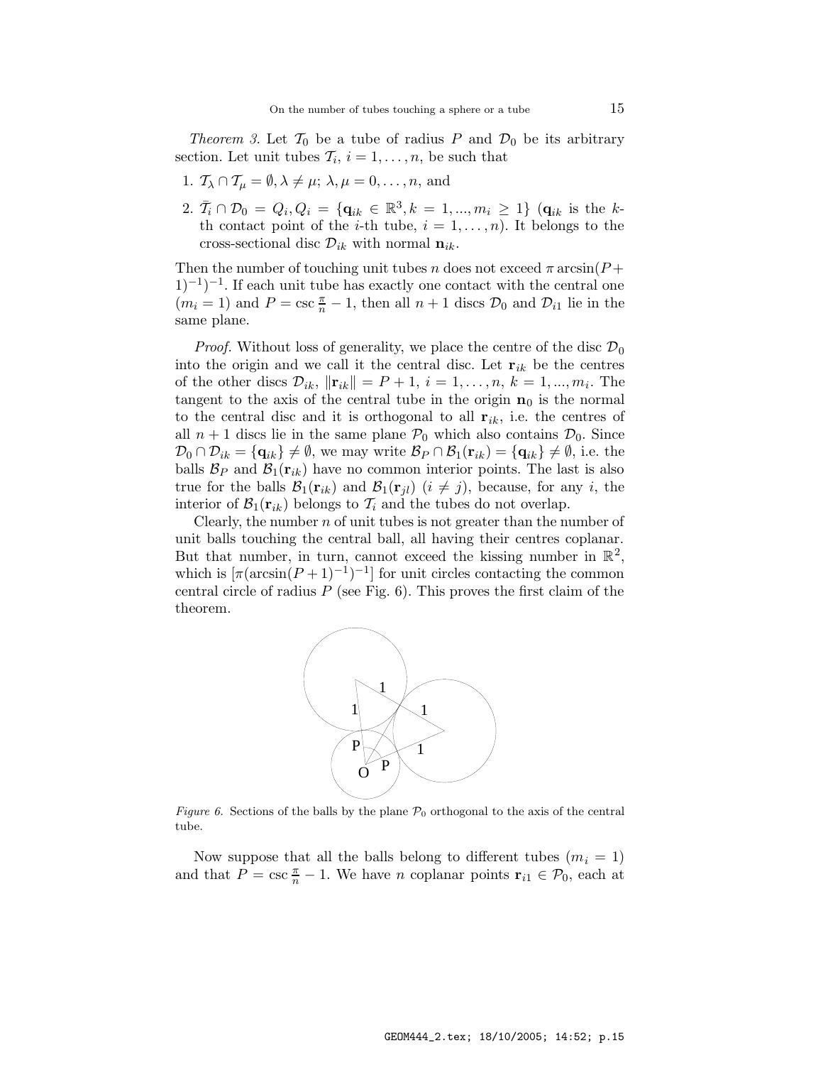*Theorem 3.* Let $\mathcal{T}_0$ be a tube of radius $P$ and $\mathcal{D}_0$ be its arbitrary section. Let unit tubes $\mathcal{T}_i$, $i = 1, \ldots, n$, be such that

1. $\mathcal{T}_\lambda \cap \mathcal{T}_\mu = \emptyset, \lambda \neq \mu$; $\lambda, \mu = 0, \ldots, n$, and
2. $\bar{\mathcal{T}}_i \cap \mathcal{D}_0 = Q_i, Q_i = \{\mathbf{q}_{ik} \in \mathbb{R}^3, k = 1, ..., m_i \geq 1\}$ ($\mathbf{q}_{ik}$ is the $k$-th contact point of the $i$-th tube, $i = 1, \ldots, n$). It belongs to the cross-sectional disc $\mathcal{D}_{ik}$ with normal $\mathbf{n}_{ik}$.

Then the number of touching unit tubes $n$ does not exceed $\pi \arcsin(P + 1)^{-1})^{-1}$. If each unit tube has exactly one contact with the central one ($m_i = 1$) and $P = \csc \frac{\pi}{n} - 1$, then all $n+1$ discs $\mathcal{D}_0$ and $\mathcal{D}_{i1}$ lie in the same plane.

*Proof.* Without loss of generality, we place the centre of the disc $\mathcal{D}_0$ into the origin and we call it the central disc. Let $\mathbf{r}_{ik}$ be the centres of the other discs $\mathcal{D}_{ik}$, $\|\mathbf{r}_{ik}\| = P + 1$, $i = 1, \ldots, n$, $k = 1, ..., m_i$. The tangent to the axis of the central tube in the origin $\mathbf{n}_0$ is the normal to the central disc and it is orthogonal to all $\mathbf{r}_{ik}$, i.e. the centres of all $n+1$ discs lie in the same plane $\mathcal{P}_0$ which also contains $\mathcal{D}_0$. Since $\mathcal{D}_0 \cap \mathcal{D}_{ik} = \{\mathbf{q}_{ik}\} \neq \emptyset$, we may write $\mathcal{B}_P \cap \mathcal{B}_1(\mathbf{r}_{ik}) = \{\mathbf{q}_{ik}\} \neq \emptyset$, i.e. the balls $\mathcal{B}_P$ and $\mathcal{B}_1(\mathbf{r}_{ik})$ have no common interior points. The last is also true for the balls $\mathcal{B}_1(\mathbf{r}_{ik})$ and $\mathcal{B}_1(\mathbf{r}_{jl})$ ($i \neq j$), because, for any $i$, the interior of $\mathcal{B}_1(\mathbf{r}_{ik})$ belongs to $\mathcal{T}_i$ and the tubes do not overlap.

Clearly, the number $n$ of unit tubes is not greater than the number of unit balls touching the central ball, all having their centres coplanar. But that number, in turn, cannot exceed the kissing number in $\mathbb{R}^2$, which is $[\pi(\arcsin(P+1)^{-1})^{-1}]$ for unit circles contacting the common central circle of radius $P$ (see Fig. 6). This proves the first claim of the theorem.

*Figure 6.* Sections of the balls by the plane $\mathcal{P}_0$ orthogonal to the axis of the central tube.

Now suppose that all the balls belong to different tubes ($m_i = 1$) and that $P = \csc \frac{\pi}{n} - 1$. We have $n$ coplanar points $\mathbf{r}_{i1} \in \mathcal{P}_0$, each at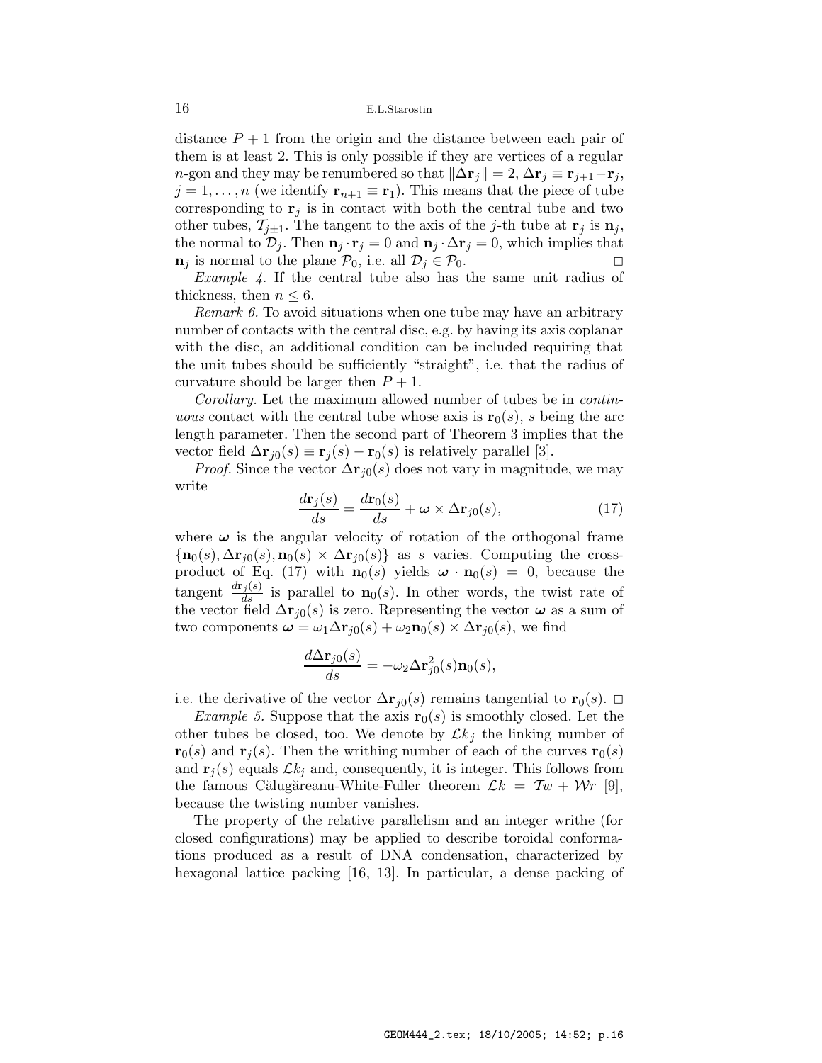distance $P + 1$ from the origin and the distance between each pair of them is at least 2. This is only possible if they are vertices of a regular $n$-gon and they may be renumbered so that $\|\Delta \mathbf{r}_j\| = 2$, $\Delta \mathbf{r}_j \equiv \mathbf{r}_{j+1} - \mathbf{r}_j$, $j = 1, \ldots, n$ (we identify $\mathbf{r}_{n+1} \equiv \mathbf{r}_1$). This means that the piece of tube corresponding to $\mathbf{r}_j$ is in contact with both the central tube and two other tubes, $\mathcal{T}_{j\pm 1}$. The tangent to the axis of the $j$-th tube at $\mathbf{r}_j$ is $\mathbf{n}_j$, the normal to $\mathcal{D}_j$. Then $\mathbf{n}_j \cdot \mathbf{r}_j = 0$ and $\mathbf{n}_j \cdot \Delta \mathbf{r}_j = 0$, which implies that $\mathbf{n}_j$ is normal to the plane $\mathcal{P}_0$, i.e. all $\mathcal{D}_j \in \mathcal{P}_0$. □

*Example 4.* If the central tube also has the same unit radius of thickness, then $n \leq 6$.

*Remark 6.* To avoid situations when one tube may have an arbitrary number of contacts with the central disc, e.g. by having its axis coplanar with the disc, an additional condition can be included requiring that the unit tubes should be sufficiently "straight", i.e. that the radius of curvature should be larger then $P + 1$.

*Corollary.* Let the maximum allowed number of tubes be in *continuous* contact with the central tube whose axis is $\mathbf{r}_0(s)$, $s$ being the arc length parameter. Then the second part of Theorem 3 implies that the vector field $\Delta \mathbf{r}_{j0}(s) \equiv \mathbf{r}_j(s) - \mathbf{r}_0(s)$ is relatively parallel [3].

*Proof.* Since the vector $\Delta \mathbf{r}_{j0}(s)$ does not vary in magnitude, we may write

$$\frac{d\mathbf{r}_j(s)}{ds} = \frac{d\mathbf{r}_0(s)}{ds} + \boldsymbol{\omega} \times \Delta \mathbf{r}_{j0}(s), \tag{17}$$

where $\boldsymbol{\omega}$ is the angular velocity of rotation of the orthogonal frame $\{\mathbf{n}_0(s), \Delta \mathbf{r}_{j0}(s), \mathbf{n}_0(s) \times \Delta \mathbf{r}_{j0}(s)\}$ as $s$ varies. Computing the cross-product of Eq. (17) with $\mathbf{n}_0(s)$ yields $\boldsymbol{\omega} \cdot \mathbf{n}_0(s) = 0$, because the tangent $\frac{d\mathbf{r}_j(s)}{ds}$ is parallel to $\mathbf{n}_0(s)$. In other words, the twist rate of the vector field $\Delta \mathbf{r}_{j0}(s)$ is zero. Representing the vector $\boldsymbol{\omega}$ as a sum of two components $\boldsymbol{\omega} = \omega_1 \Delta \mathbf{r}_{j0}(s) + \omega_2 \mathbf{n}_0(s) \times \Delta \mathbf{r}_{j0}(s)$, we find

$$\frac{d\Delta \mathbf{r}_{j0}(s)}{ds} = -\omega_2 \Delta \mathbf{r}_{j0}^2(s) \mathbf{n}_0(s),$$

i.e. the derivative of the vector $\Delta \mathbf{r}_{j0}(s)$ remains tangential to $\mathbf{r}_0(s)$. □

*Example 5.* Suppose that the axis $\mathbf{r}_0(s)$ is smoothly closed. Let the other tubes be closed, too. We denote by $\mathcal{L}k_j$ the linking number of $\mathbf{r}_0(s)$ and $\mathbf{r}_j(s)$. Then the writhing number of each of the curves $\mathbf{r}_0(s)$ and $\mathbf{r}_j(s)$ equals $\mathcal{L}k_j$ and, consequently, it is integer. This follows from the famous Călugăreanu-White-Fuller theorem $\mathcal{L}k = \mathcal{T}w + \mathcal{W}r$ [9], because the twisting number vanishes.

The property of the relative parallelism and an integer writhe (for closed configurations) may be applied to describe toroidal conformations produced as a result of DNA condensation, characterized by hexagonal lattice packing [16, 13]. In particular, a dense packing of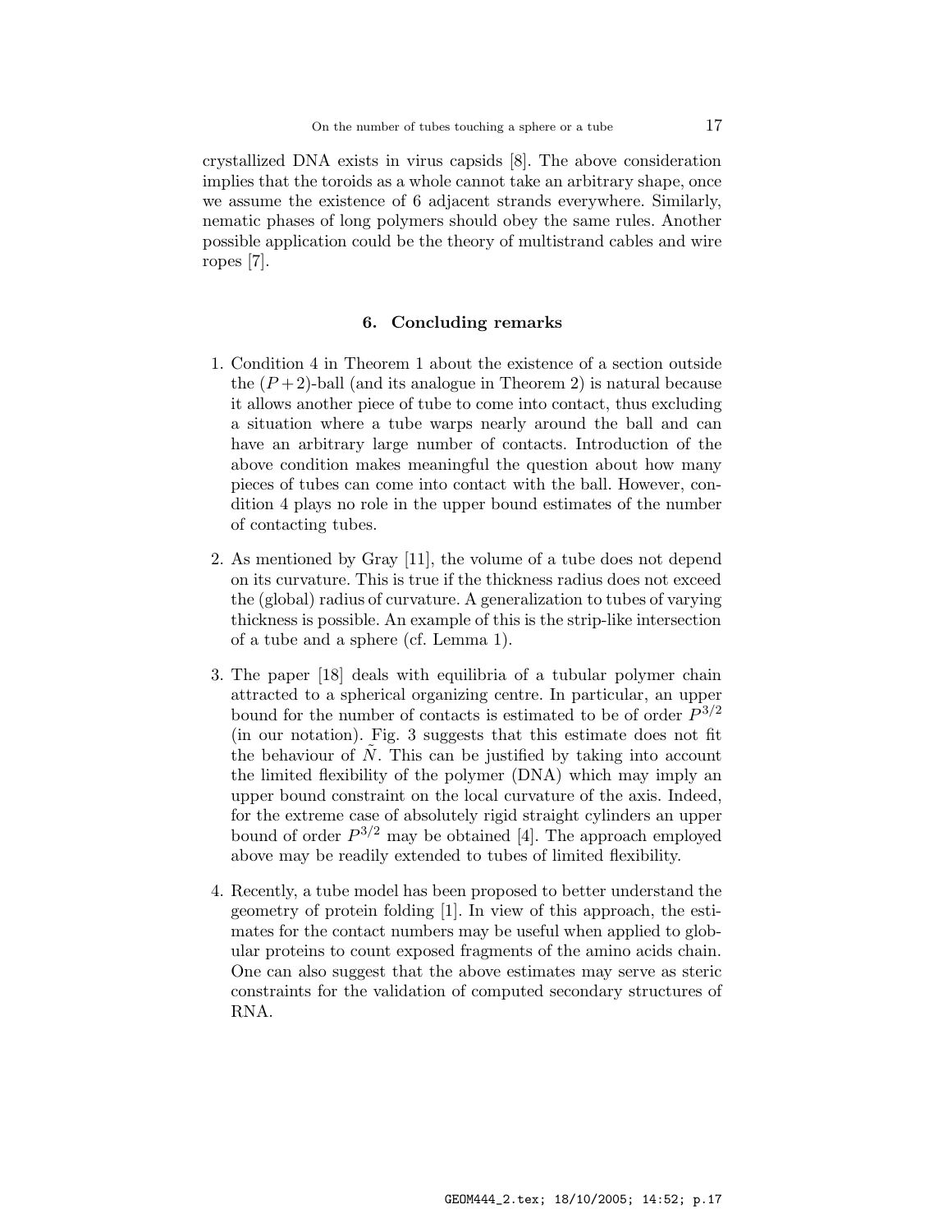crystallized DNA exists in virus capsids [8]. The above consideration implies that the toroids as a whole cannot take an arbitrary shape, once we assume the existence of 6 adjacent strands everywhere. Similarly, nematic phases of long polymers should obey the same rules. Another possible application could be the theory of multistrand cables and wire ropes [7].

## 6. Concluding remarks

1. Condition 4 in Theorem 1 about the existence of a section outside the $(P+2)$-ball (and its analogue in Theorem 2) is natural because it allows another piece of tube to come into contact, thus excluding a situation where a tube warps nearly around the ball and can have an arbitrary large number of contacts. Introduction of the above condition makes meaningful the question about how many pieces of tubes can come into contact with the ball. However, condition 4 plays no role in the upper bound estimates of the number of contacting tubes.

2. As mentioned by Gray [11], the volume of a tube does not depend on its curvature. This is true if the thickness radius does not exceed the (global) radius of curvature. A generalization to tubes of varying thickness is possible. An example of this is the strip-like intersection of a tube and a sphere (cf. Lemma 1).

3. The paper [18] deals with equilibria of a tubular polymer chain attracted to a spherical organizing centre. In particular, an upper bound for the number of contacts is estimated to be of order $P^{3/2}$ (in our notation). Fig. 3 suggests that this estimate does not fit the behaviour of $\tilde{N}$. This can be justified by taking into account the limited flexibility of the polymer (DNA) which may imply an upper bound constraint on the local curvature of the axis. Indeed, for the extreme case of absolutely rigid straight cylinders an upper bound of order $P^{3/2}$ may be obtained [4]. The approach employed above may be readily extended to tubes of limited flexibility.

4. Recently, a tube model has been proposed to better understand the geometry of protein folding [1]. In view of this approach, the estimates for the contact numbers may be useful when applied to globular proteins to count exposed fragments of the amino acids chain. One can also suggest that the above estimates may serve as steric constraints for the validation of computed secondary structures of RNA.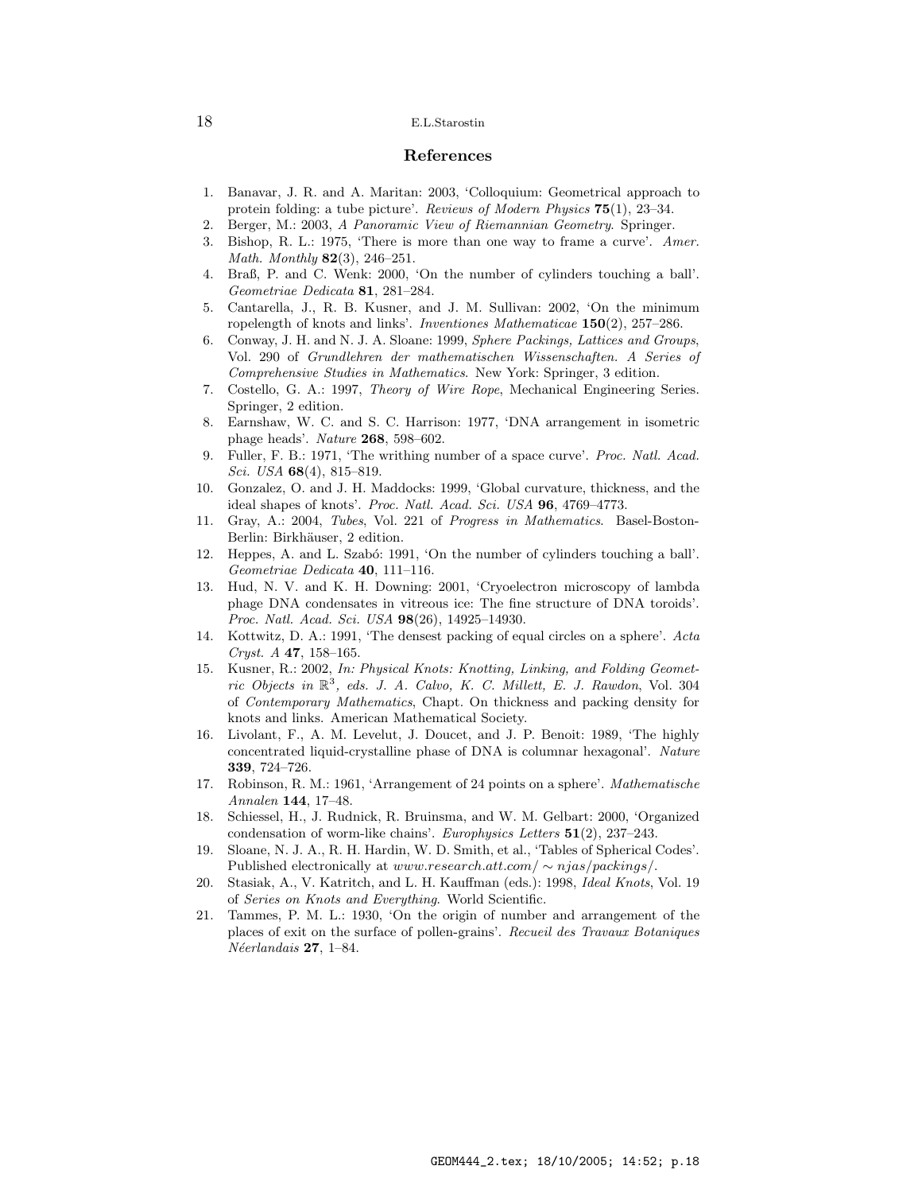## References

1. Banavar, J. R. and A. Maritan: 2003, 'Colloquium: Geometrical approach to protein folding: a tube picture'. *Reviews of Modern Physics* **75**(1), 23–34.
2. Berger, M.: 2003, *A Panoramic View of Riemannian Geometry*. Springer.
3. Bishop, R. L.: 1975, 'There is more than one way to frame a curve'. *Amer. Math. Monthly* **82**(3), 246–251.
4. Braß, P. and C. Wenk: 2000, 'On the number of cylinders touching a ball'. *Geometriae Dedicata* **81**, 281–284.
5. Cantarella, J., R. B. Kusner, and J. M. Sullivan: 2002, 'On the minimum ropelength of knots and links'. *Inventiones Mathematicae* **150**(2), 257–286.
6. Conway, J. H. and N. J. A. Sloane: 1999, *Sphere Packings, Lattices and Groups*, Vol. 290 of *Grundlehren der mathematischen Wissenschaften. A Series of Comprehensive Studies in Mathematics*. New York: Springer, 3 edition.
7. Costello, G. A.: 1997, *Theory of Wire Rope*, Mechanical Engineering Series. Springer, 2 edition.
8. Earnshaw, W. C. and S. C. Harrison: 1977, 'DNA arrangement in isometric phage heads'. *Nature* **268**, 598–602.
9. Fuller, F. B.: 1971, 'The writhing number of a space curve'. *Proc. Natl. Acad. Sci. USA* **68**(4), 815–819.
10. Gonzalez, O. and J. H. Maddocks: 1999, 'Global curvature, thickness, and the ideal shapes of knots'. *Proc. Natl. Acad. Sci. USA* **96**, 4769–4773.
11. Gray, A.: 2004, *Tubes*, Vol. 221 of *Progress in Mathematics*. Basel-Boston-Berlin: Birkhäuser, 2 edition.
12. Heppes, A. and L. Szabó: 1991, 'On the number of cylinders touching a ball'. *Geometriae Dedicata* **40**, 111–116.
13. Hud, N. V. and K. H. Downing: 2001, 'Cryoelectron microscopy of lambda phage DNA condensates in vitreous ice: The fine structure of DNA toroids'. *Proc. Natl. Acad. Sci. USA* **98**(26), 14925–14930.
14. Kottwitz, D. A.: 1991, 'The densest packing of equal circles on a sphere'. *Acta Cryst. A* **47**, 158–165.
15. Kusner, R.: 2002, *In: Physical Knots: Knotting, Linking, and Folding Geometric Objects in* $\mathbb{R}^3$*, eds. J. A. Calvo, K. C. Millett, E. J. Rawdon*, Vol. 304 of *Contemporary Mathematics*, Chapt. On thickness and packing density for knots and links. American Mathematical Society.
16. Livolant, F., A. M. Levelut, J. Doucet, and J. P. Benoit: 1989, 'The highly concentrated liquid-crystalline phase of DNA is columnar hexagonal'. *Nature* **339**, 724–726.
17. Robinson, R. M.: 1961, 'Arrangement of 24 points on a sphere'. *Mathematische Annalen* **144**, 17–48.
18. Schiessel, H., J. Rudnick, R. Bruinsma, and W. M. Gelbart: 2000, 'Organized condensation of worm-like chains'. *Europhysics Letters* **51**(2), 237–243.
19. Sloane, N. J. A., R. H. Hardin, W. D. Smith, et al., 'Tables of Spherical Codes'. Published electronically at *www.research.att.com/ ∼ njas/packings/*.
20. Stasiak, A., V. Katritch, and L. H. Kauffman (eds.): 1998, *Ideal Knots*, Vol. 19 of *Series on Knots and Everything*. World Scientific.
21. Tammes, P. M. L.: 1930, 'On the origin of number and arrangement of the places of exit on the surface of pollen-grains'. *Recueil des Travaux Botaniques Néerlandais* **27**, 1–84.